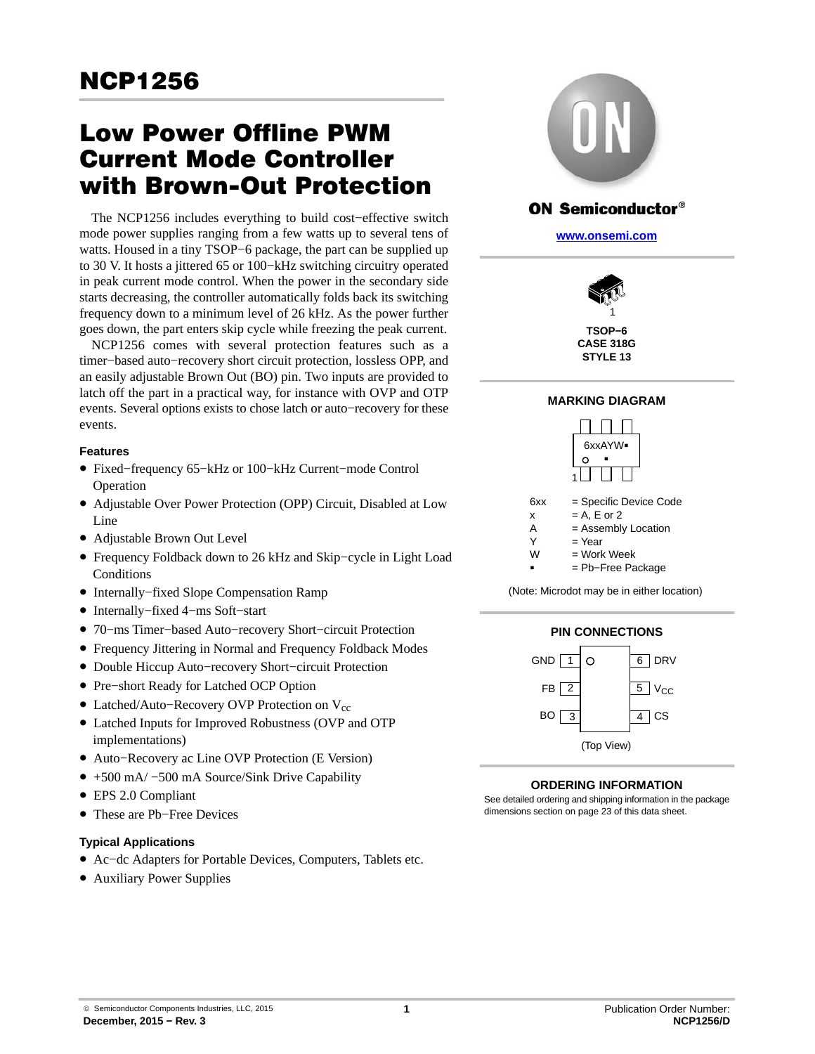# NCP1256

## Low Power Offline PWM Current Mode Controller with Brown-Out Protection

The NCP1256 includes everything to build cost−effective switch mode power supplies ranging from a few watts up to several tens of watts. Housed in a tiny TSOP−6 package, the part can be supplied up to 30 V. It hosts a jittered 65 or 100−kHz switching circuitry operated in peak current mode control. When the power in the secondary side starts decreasing, the controller automatically folds back its switching frequency down to a minimum level of 26 kHz. As the power further goes down, the part enters skip cycle while freezing the peak current.

NCP1256 comes with several protection features such as a timer−based auto−recovery short circuit protection, lossless OPP, and an easily adjustable Brown Out (BO) pin. Two inputs are provided to latch off the part in a practical way, for instance with OVP and OTP events. Several options exists to chose latch or auto−recovery for these events.

### Features

- Fixed−frequency 65−kHz or 100−kHz Current−mode Control Operation
- Adjustable Over Power Protection (OPP) Circuit, Disabled at Low Line
- Adjustable Brown Out Level
- Frequency Foldback down to 26 kHz and Skip−cycle in Light Load Conditions
- Internally−fixed Slope Compensation Ramp
- Internally−fixed 4−ms Soft−start
- 70−ms Timer−based Auto−recovery Short−circuit Protection
- Frequency Jittering in Normal and Frequency Foldback Modes
- Double Hiccup Auto−recovery Short−circuit Protection
- Pre−short Ready for Latched OCP Option
- Latched/Auto−Recovery OVP Protection on $V_{CC}$
- Latched Inputs for Improved Robustness (OVP and OTP implementations)
- Auto−Recovery ac Line OVP Protection (E Version)
- +500 mA/ −500 mA Source/Sink Drive Capability
- EPS 2.0 Compliant
- These are Pb−Free Devices

### Typical Applications

- Ac−dc Adapters for Portable Devices, Computers, Tablets etc.
- Auxiliary Power Supplies

**ON Semiconductor®**

www.onsemi.com

TSOP−6
CASE 318G
STYLE 13

### MARKING DIAGRAM

6xxAYW▪

| | |
|---|---|
| 6xx | = Specific Device Code |
| x | = A, E or 2 |
| A | = Assembly Location |
| Y | = Year |
| W | = Work Week |
| ▪ | = Pb−Free Package |

(Note: Microdot may be in either location)

### PIN CONNECTIONS

| Pin | Name | Pin | Name |
|---|---|---|---|
| 1 | GND | 6 | DRV |
| 2 | FB | 5 | $V_{CC}$ |
| 3 | BO | 4 | CS |

(Top View)

### ORDERING INFORMATION

See detailed ordering and shipping information in the package dimensions section on page 23 of this data sheet.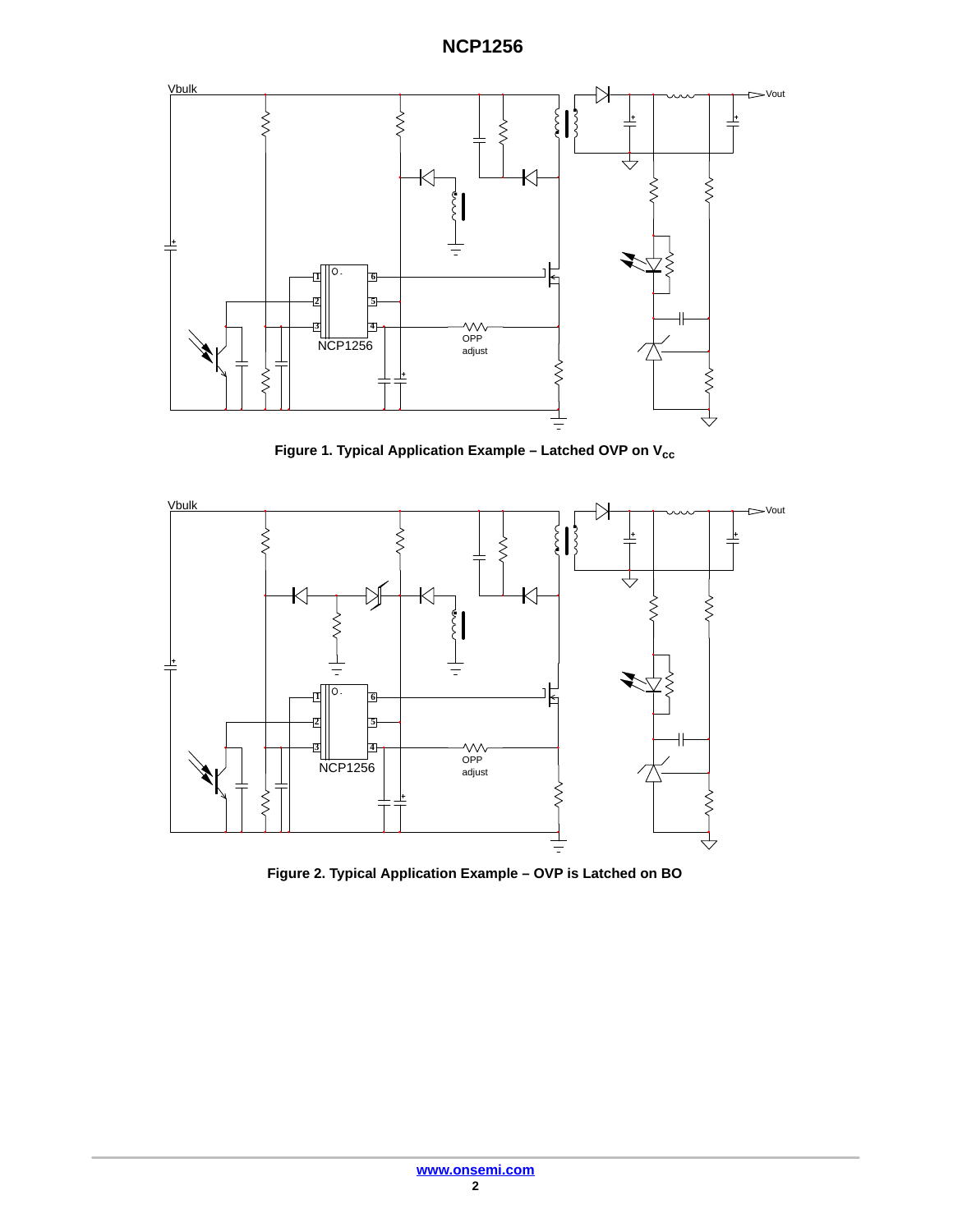Figure 1. Typical Application Example – Latched OVP on $V_{cc}$

Figure 2. Typical Application Example – OVP is Latched on BO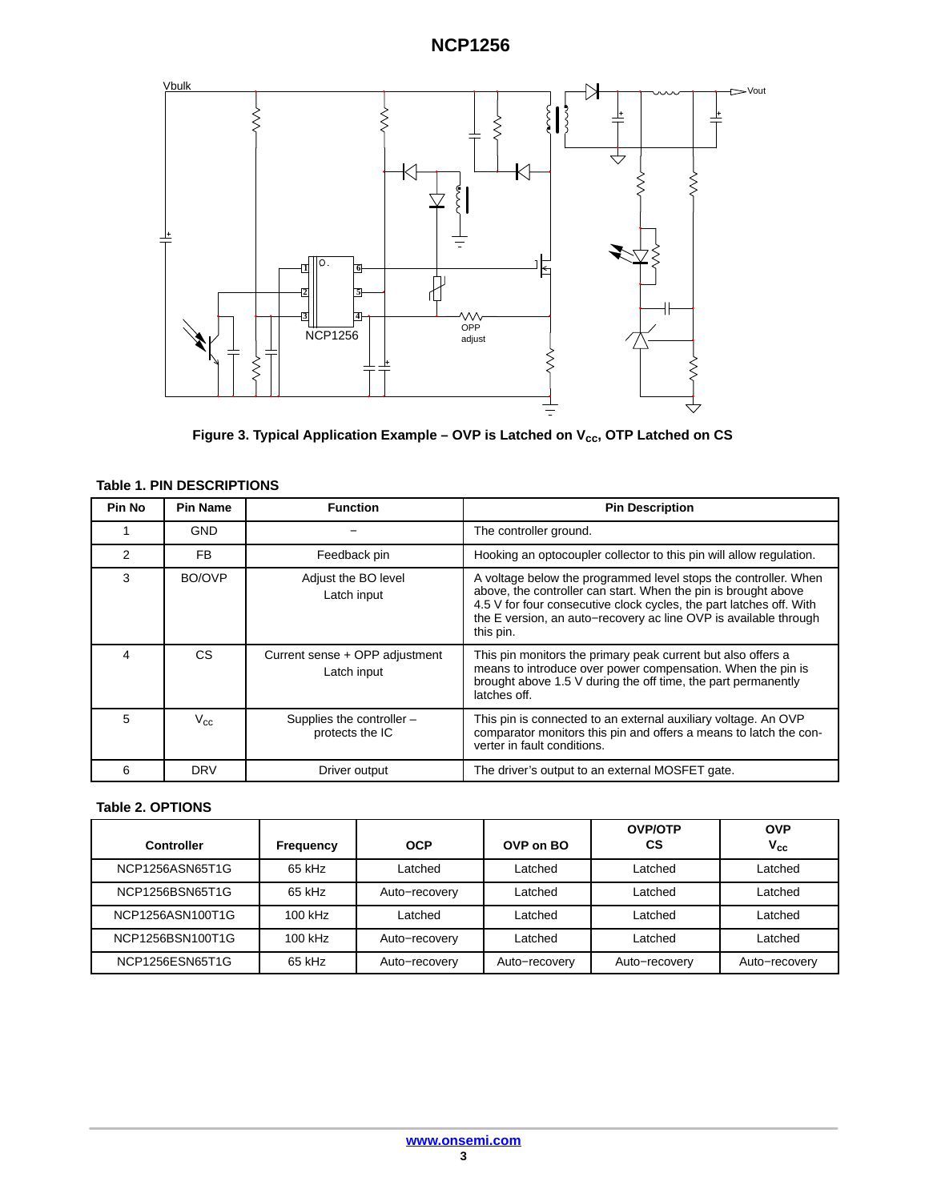Figure 3. Typical Application Example – OVP is Latched on $V_{cc}$, OTP Latched on CS

**Table 1. PIN DESCRIPTIONS**

| Pin No | Pin Name | Function | Pin Description |
|---|---|---|---|
| 1 | GND | – | The controller ground. |
| 2 | FB | Feedback pin | Hooking an optocoupler collector to this pin will allow regulation. |
| 3 | BO/OVP | Adjust the BO level<br>Latch input | A voltage below the programmed level stops the controller. When above, the controller can start. When the pin is brought above 4.5 V for four consecutive clock cycles, the part latches off. With the E version, an auto−recovery ac line OVP is available through this pin. |
| 4 | CS | Current sense + OPP adjustment<br>Latch input | This pin monitors the primary peak current but also offers a means to introduce over power compensation. When the pin is brought above 1.5 V during the off time, the part permanently latches off. |
| 5 | $V_{cc}$ | Supplies the controller – protects the IC | This pin is connected to an external auxiliary voltage. An OVP comparator monitors this pin and offers a means to latch the converter in fault conditions. |
| 6 | DRV | Driver output | The driver's output to an external MOSFET gate. |

**Table 2. OPTIONS**

| Controller | Frequency | OCP | OVP on BO | OVP/OTP CS | OVP $V_{cc}$ |
|---|---|---|---|---|---|
| NCP1256ASN65T1G | 65 kHz | Latched | Latched | Latched | Latched |
| NCP1256BSN65T1G | 65 kHz | Auto−recovery | Latched | Latched | Latched |
| NCP1256ASN100T1G | 100 kHz | Latched | Latched | Latched | Latched |
| NCP1256BSN100T1G | 100 kHz | Auto−recovery | Latched | Latched | Latched |
| NCP1256ESN65T1G | 65 kHz | Auto−recovery | Auto−recovery | Auto−recovery | Auto−recovery |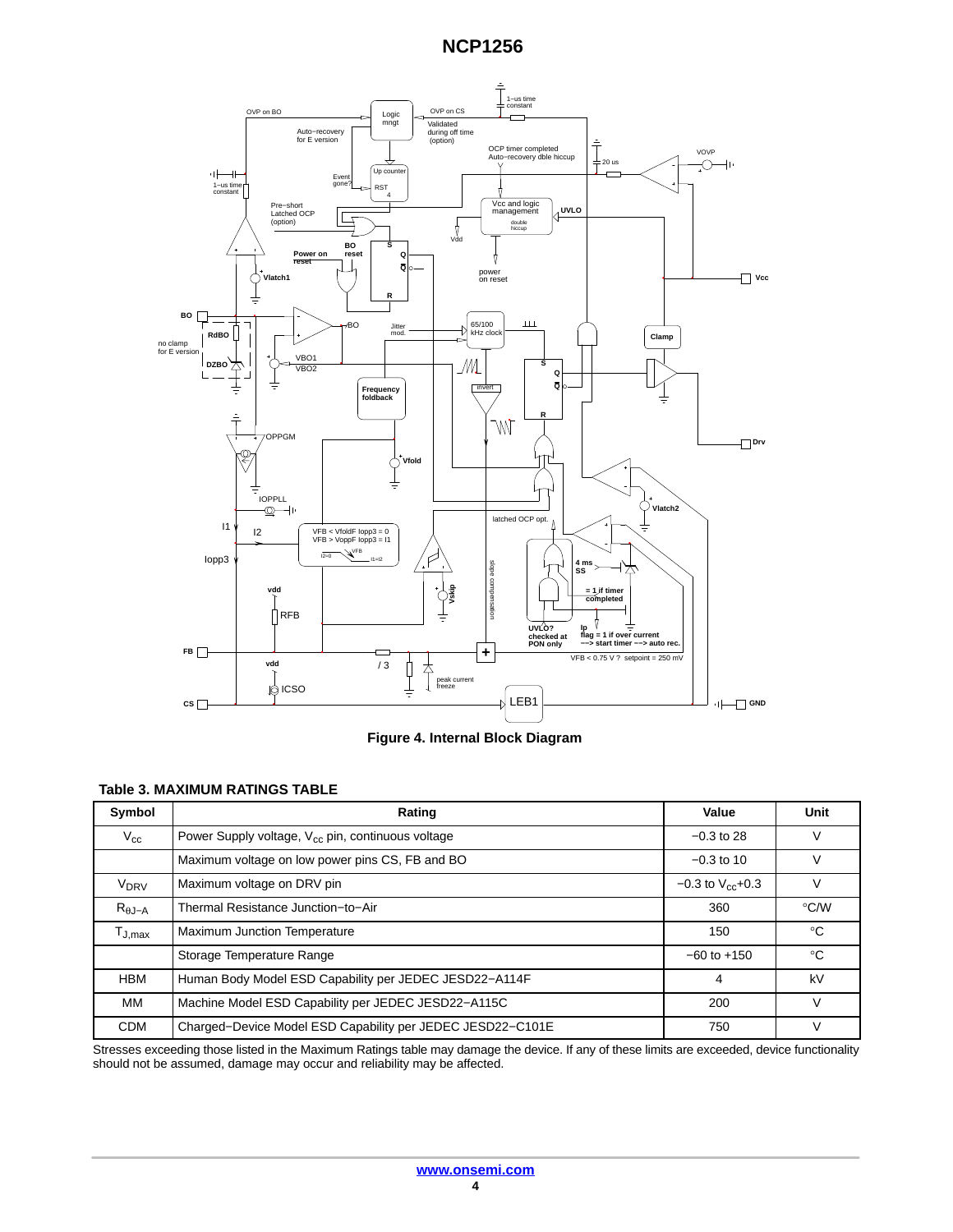**Figure 4. Internal Block Diagram**

**Table 3. MAXIMUM RATINGS TABLE**

| Symbol | Rating | Value | Unit |
|---|---|---|---|
| $V_{cc}$ | Power Supply voltage, $V_{cc}$ pin, continuous voltage | −0.3 to 28 | V |
| | Maximum voltage on low power pins CS, FB and BO | −0.3 to 10 | V |
| $V_{DRV}$ | Maximum voltage on DRV pin | −0.3 to $V_{cc}$+0.3 | V |
| $R_{\theta J-A}$ | Thermal Resistance Junction−to−Air | 360 | °C/W |
| $T_{J,max}$ | Maximum Junction Temperature | 150 | °C |
| | Storage Temperature Range | −60 to +150 | °C |
| HBM | Human Body Model ESD Capability per JEDEC JESD22−A114F | 4 | kV |
| MM | Machine Model ESD Capability per JEDEC JESD22−A115C | 200 | V |
| CDM | Charged−Device Model ESD Capability per JEDEC JESD22−C101E | 750 | V |

Stresses exceeding those listed in the Maximum Ratings table may damage the device. If any of these limits are exceeded, device functionality should not be assumed, damage may occur and reliability may be affected.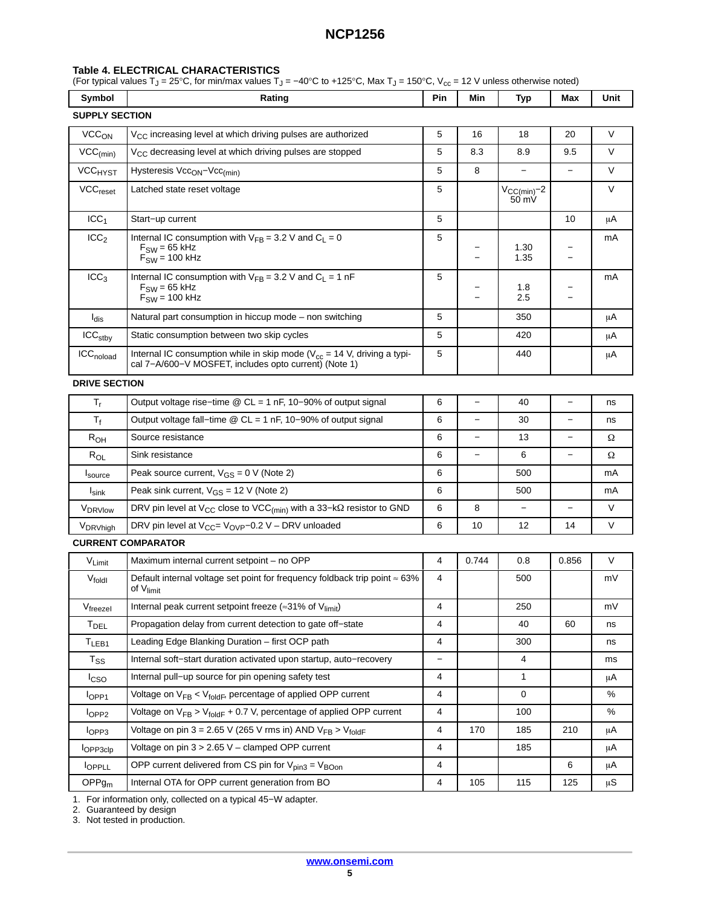**Table 4. ELECTRICAL CHARACTERISTICS**
(For typical values $T_J$ = 25°C, for min/max values $T_J$ = −40°C to +125°C, Max $T_J$ = 150°C, $V_{cc}$ = 12 V unless otherwise noted)

| Symbol | Rating | Pin | Min | Typ | Max | Unit |
|---|---|---|---|---|---|---|
| **SUPPLY SECTION** | | | | | | |
| $VCC_{ON}$ | $V_{CC}$ increasing level at which driving pulses are authorized | 5 | 16 | 18 | 20 | V |
| $VCC_{(min)}$ | $V_{CC}$ decreasing level at which driving pulses are stopped | 5 | 8.3 | 8.9 | 9.5 | V |
| $VCC_{HYST}$ | Hysteresis $Vcc_{ON}$−$Vcc_{(min)}$ | 5 | 8 | − | − | V |
| $VCC_{reset}$ | Latched state reset voltage | 5 | | $V_{CC(min)}$−2 50 mV | | V |
| $ICC_1$ | Start−up current | 5 | | | 10 | μA |
| $ICC_2$ | Internal IC consumption with $V_{FB}$ = 3.2 V and $C_L$ = 0<br>$F_{SW}$ = 65 kHz<br>$F_{SW}$ = 100 kHz | 5 | <br>−<br>− | <br>1.30<br>1.35 | <br>−<br>− | mA |
| $ICC_3$ | Internal IC consumption with $V_{FB}$ = 3.2 V and $C_L$ = 1 nF<br>$F_{SW}$ = 65 kHz<br>$F_{SW}$ = 100 kHz | 5 | <br>−<br>− | <br>1.8<br>2.5 | <br>−<br>− | mA |
| $I_{dis}$ | Natural part consumption in hiccup mode – non switching | 5 | | 350 | | μA |
| $ICC_{stby}$ | Static consumption between two skip cycles | 5 | | 420 | | μA |
| $ICC_{noload}$ | Internal IC consumption while in skip mode ($V_{cc}$ = 14 V, driving a typical 7−A/600−V MOSFET, includes opto current) (Note 1) | 5 | | 440 | | μA |
| **DRIVE SECTION** | | | | | | |
| $T_r$ | Output voltage rise−time @ CL = 1 nF, 10−90% of output signal | 6 | − | 40 | − | ns |
| $T_f$ | Output voltage fall−time @ CL = 1 nF, 10−90% of output signal | 6 | − | 30 | − | ns |
| $R_{OH}$ | Source resistance | 6 | − | 13 | − | Ω |
| $R_{OL}$ | Sink resistance | 6 | − | 6 | − | Ω |
| $I_{source}$ | Peak source current, $V_{GS}$ = 0 V (Note 2) | 6 | | 500 | | mA |
| $I_{sink}$ | Peak sink current, $V_{GS}$ = 12 V (Note 2) | 6 | | 500 | | mA |
| $V_{DRVlow}$ | DRV pin level at $V_{CC}$ close to $VCC_{(min)}$ with a 33−kΩ resistor to GND | 6 | 8 | − | − | V |
| $V_{DRVhigh}$ | DRV pin level at $V_{CC}$= $V_{OVP}$−0.2 V – DRV unloaded | 6 | 10 | 12 | 14 | V |
| **CURRENT COMPARATOR** | | | | | | |
| $V_{Limit}$ | Maximum internal current setpoint – no OPP | 4 | 0.744 | 0.8 | 0.856 | V |
| $V_{foldI}$ | Default internal voltage set point for frequency foldback trip point ≈ 63% of $V_{limit}$ | 4 | | 500 | | mV |
| $V_{freezeI}$ | Internal peak current setpoint freeze (≈31% of $V_{limit}$) | 4 | | 250 | | mV |
| $T_{DEL}$ | Propagation delay from current detection to gate off−state | 4 | | 40 | 60 | ns |
| $T_{LEB1}$ | Leading Edge Blanking Duration – first OCP path | 4 | | 300 | | ns |
| $T_{SS}$ | Internal soft−start duration activated upon startup, auto−recovery | − | | 4 | | ms |
| $I_{CSO}$ | Internal pull−up source for pin opening safety test | 4 | | 1 | | μA |
| $I_{OPP1}$ | Voltage on $V_{FB}$ < $V_{foldF}$, percentage of applied OPP current | 4 | | 0 | | % |
| $I_{OPP2}$ | Voltage on $V_{FB}$ > $V_{foldF}$ + 0.7 V, percentage of applied OPP current | 4 | | 100 | | % |
| $I_{OPP3}$ | Voltage on pin 3 = 2.65 V (265 V rms in) AND $V_{FB}$ > $V_{foldF}$ | 4 | 170 | 185 | 210 | μA |
| $I_{OPP3clp}$ | Voltage on pin 3 > 2.65 V – clamped OPP current | 4 | | 185 | | μA |
| $I_{OPPLL}$ | OPP current delivered from CS pin for $V_{pin3}$ = $V_{BOon}$ | 4 | | | 6 | μA |
| $OPPg_m$ | Internal OTA for OPP current generation from BO | 4 | 105 | 115 | 125 | μS |

1. For information only, collected on a typical 45−W adapter.
2. Guaranteed by design
3. Not tested in production.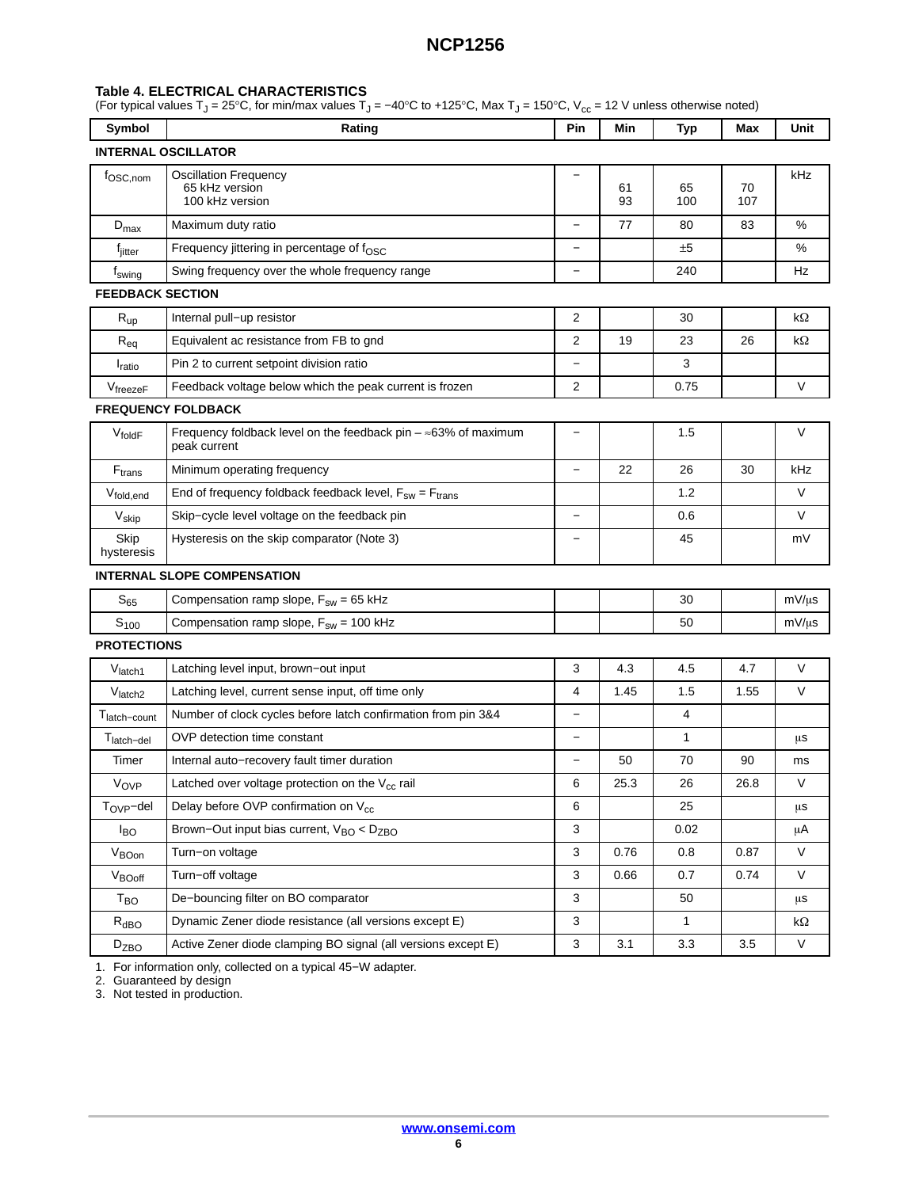**Table 4. ELECTRICAL CHARACTERISTICS**
(For typical values $T_J$ = 25°C, for min/max values $T_J$ = −40°C to +125°C, Max $T_J$ = 150°C, $V_{cc}$ = 12 V unless otherwise noted)

| Symbol | Rating | Pin | Min | Typ | Max | Unit |
|---|---|---|---|---|---|---|
| **INTERNAL OSCILLATOR** | | | | | | |
| $f_{OSC,nom}$ | Oscillation Frequency<br>65 kHz version<br>100 kHz version | − | <br>61<br>93 | <br>65<br>100 | <br>70<br>107 | kHz |
| $D_{max}$ | Maximum duty ratio | − | 77 | 80 | 83 | % |
| $f_{jitter}$ | Frequency jittering in percentage of $f_{OSC}$ | − | | ±5 | | % |
| $f_{swing}$ | Swing frequency over the whole frequency range | − | | 240 | | Hz |
| **FEEDBACK SECTION** | | | | | | |
| $R_{up}$ | Internal pull−up resistor | 2 | | 30 | | kΩ |
| $R_{eq}$ | Equivalent ac resistance from FB to gnd | 2 | 19 | 23 | 26 | kΩ |
| $I_{ratio}$ | Pin 2 to current setpoint division ratio | − | | 3 | | |
| $V_{freezeF}$ | Feedback voltage below which the peak current is frozen | 2 | | 0.75 | | V |
| **FREQUENCY FOLDBACK** | | | | | | |
| $V_{foldF}$ | Frequency foldback level on the feedback pin – ≈63% of maximum peak current | − | | 1.5 | | V |
| $F_{trans}$ | Minimum operating frequency | − | 22 | 26 | 30 | kHz |
| $V_{fold,end}$ | End of frequency foldback feedback level, $F_{sw}$ = $F_{trans}$ | | | 1.2 | | V |
| $V_{skip}$ | Skip−cycle level voltage on the feedback pin | − | | 0.6 | | V |
| Skip hysteresis | Hysteresis on the skip comparator (Note 3) | − | | 45 | | mV |
| **INTERNAL SLOPE COMPENSATION** | | | | | | |
| $S_{65}$ | Compensation ramp slope, $F_{sw}$ = 65 kHz | | | 30 | | mV/μs |
| $S_{100}$ | Compensation ramp slope, $F_{sw}$ = 100 kHz | | | 50 | | mV/μs |
| **PROTECTIONS** | | | | | | |
| $V_{latch1}$ | Latching level input, brown−out input | 3 | 4.3 | 4.5 | 4.7 | V |
| $V_{latch2}$ | Latching level, current sense input, off time only | 4 | 1.45 | 1.5 | 1.55 | V |
| $T_{latch-count}$ | Number of clock cycles before latch confirmation from pin 3&4 | − | | 4 | | |
| $T_{latch-del}$ | OVP detection time constant | − | | 1 | | μs |
| Timer | Internal auto−recovery fault timer duration | − | 50 | 70 | 90 | ms |
| $V_{OVP}$ | Latched over voltage protection on the $V_{cc}$ rail | 6 | 25.3 | 26 | 26.8 | V |
| $T_{OVP}$−del | Delay before OVP confirmation on $V_{cc}$ | 6 | | 25 | | μs |
| $I_{BO}$ | Brown−Out input bias current, $V_{BO}$ < $D_{ZBO}$ | 3 | | 0.02 | | μA |
| $V_{BOon}$ | Turn−on voltage | 3 | 0.76 | 0.8 | 0.87 | V |
| $V_{BOoff}$ | Turn−off voltage | 3 | 0.66 | 0.7 | 0.74 | V |
| $T_{BO}$ | De−bouncing filter on BO comparator | 3 | | 50 | | μs |
| $R_{dBO}$ | Dynamic Zener diode resistance (all versions except E) | 3 | | 1 | | kΩ |
| $D_{ZBO}$ | Active Zener diode clamping BO signal (all versions except E) | 3 | 3.1 | 3.3 | 3.5 | V |

1. For information only, collected on a typical 45−W adapter.
2. Guaranteed by design
3. Not tested in production.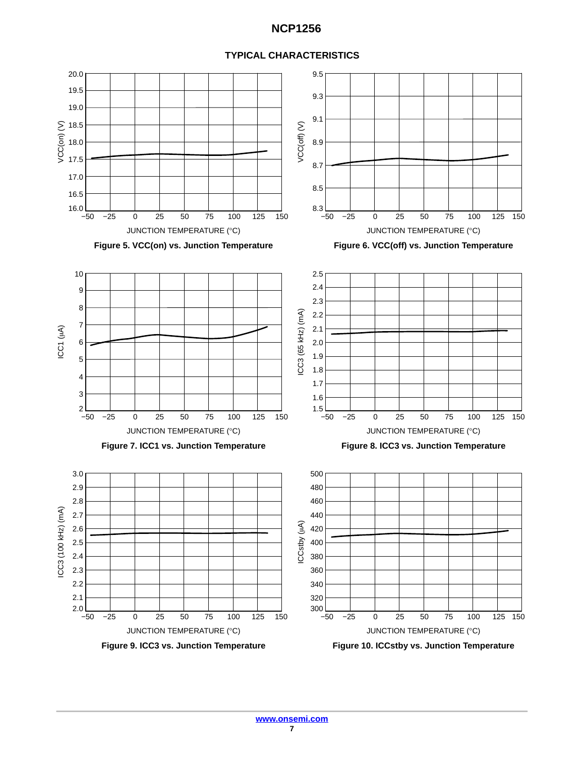## TYPICAL CHARACTERISTICS

Figure 5. VCC(on) vs. Junction Temperature

Figure 6. VCC(off) vs. Junction Temperature

Figure 7. ICC1 vs. Junction Temperature

Figure 8. ICC3 vs. Junction Temperature

Figure 9. ICC3 vs. Junction Temperature

Figure 10. ICCstby vs. Junction Temperature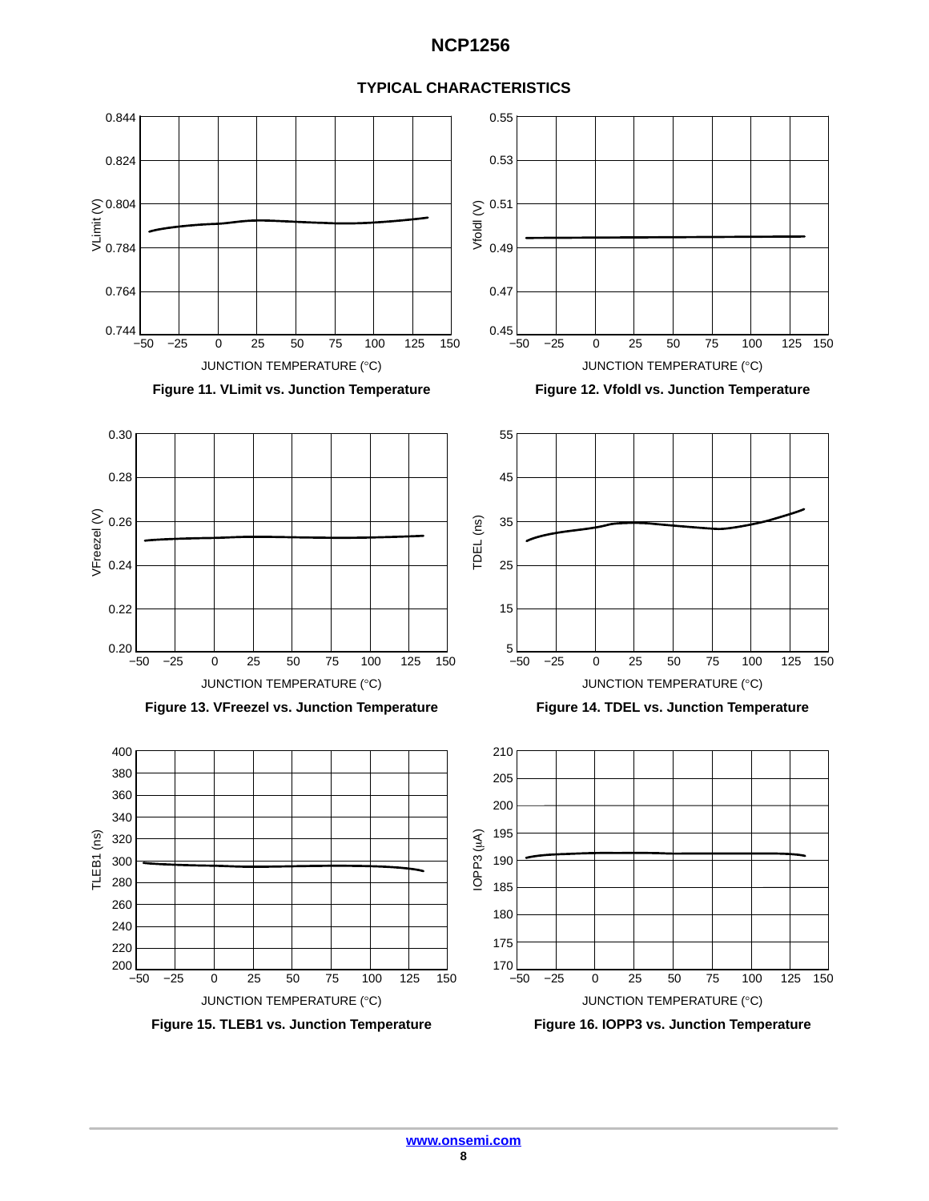## TYPICAL CHARACTERISTICS

Figure 11. VLimit vs. Junction Temperature

Figure 12. Vfoldl vs. Junction Temperature

Figure 13. VFreezel vs. Junction Temperature

Figure 14. TDEL vs. Junction Temperature

Figure 15. TLEB1 vs. Junction Temperature

Figure 16. IOPP3 vs. Junction Temperature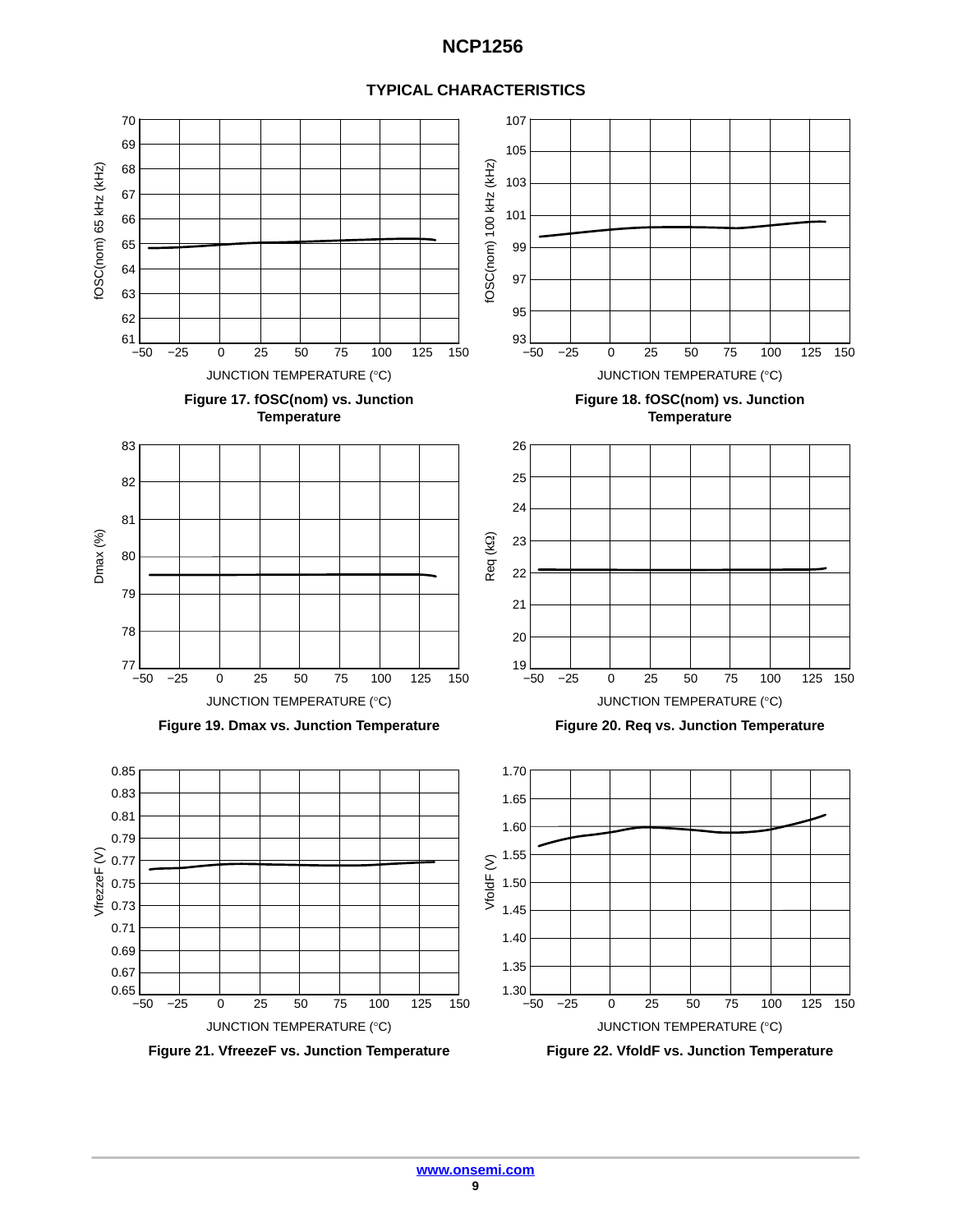## TYPICAL CHARACTERISTICS

Figure 17. fOSC(nom) vs. Junction Temperature

Figure 18. fOSC(nom) vs. Junction Temperature

Figure 19. Dmax vs. Junction Temperature

Figure 20. Req vs. Junction Temperature

Figure 21. VfreezeF vs. Junction Temperature

Figure 22. VfoldF vs. Junction Temperature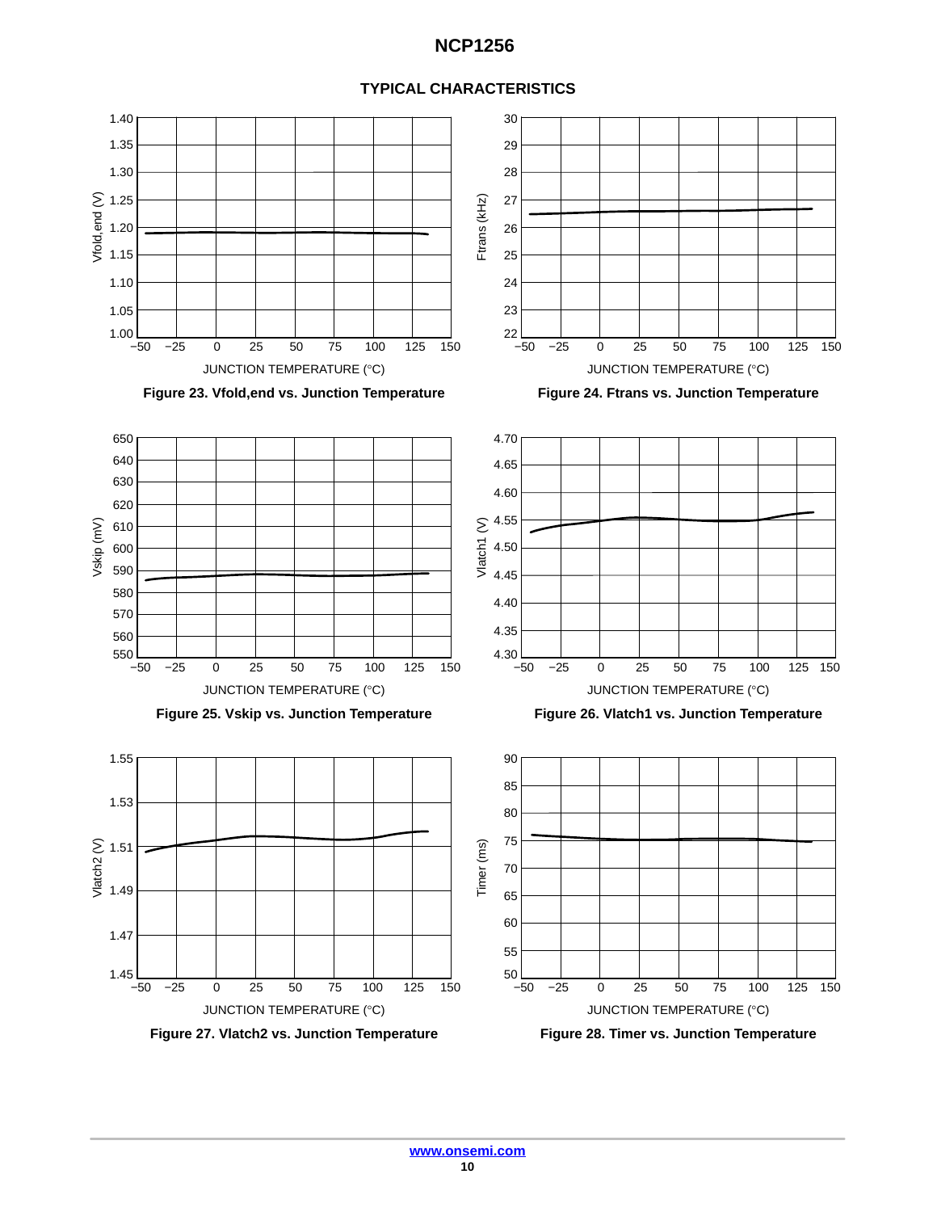## TYPICAL CHARACTERISTICS

Figure 23. Vfold,end vs. Junction Temperature

Figure 24. Ftrans vs. Junction Temperature

Figure 25. Vskip vs. Junction Temperature

Figure 26. Vlatch1 vs. Junction Temperature

Figure 27. Vlatch2 vs. Junction Temperature

Figure 28. Timer vs. Junction Temperature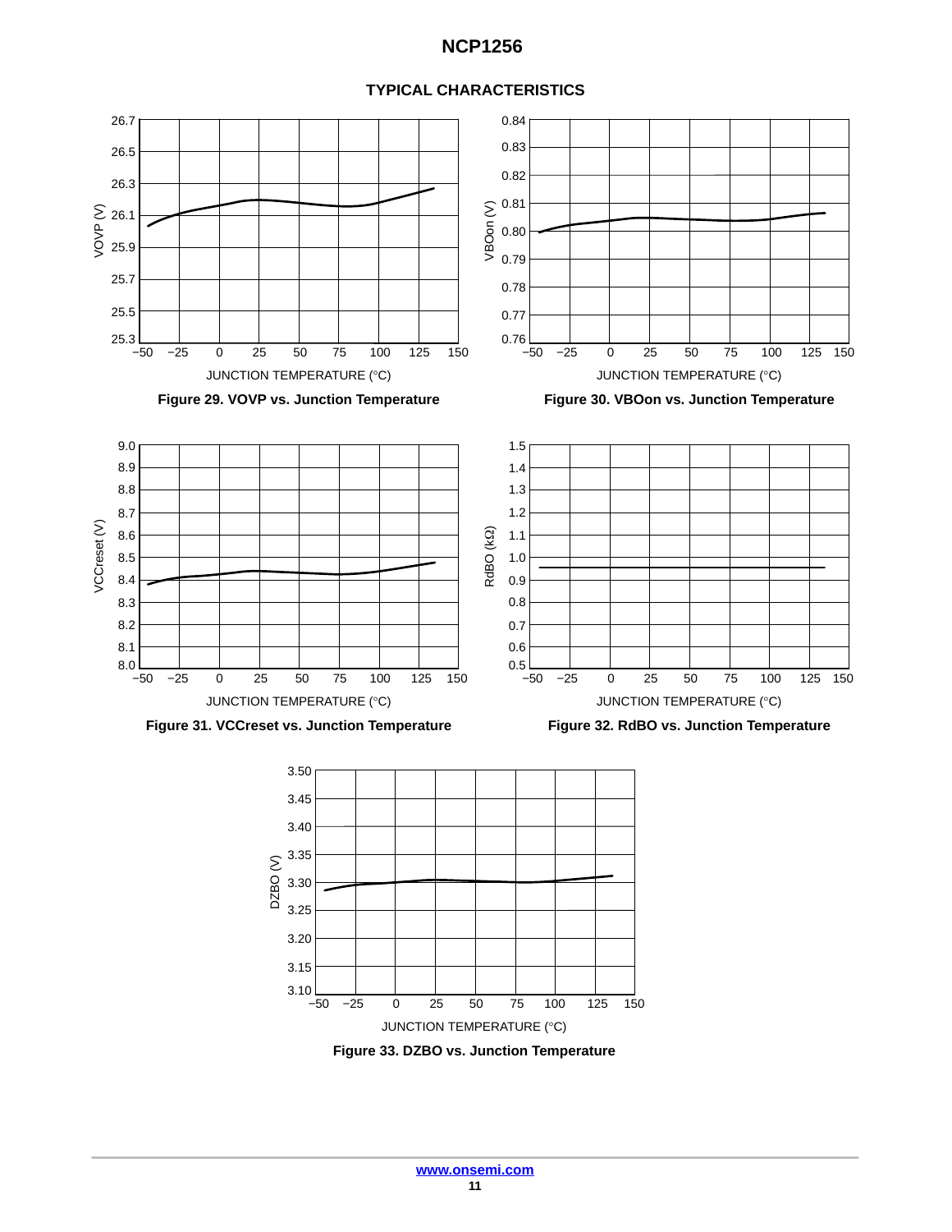## TYPICAL CHARACTERISTICS

Figure 29. VOVP vs. Junction Temperature

Figure 30. VBOon vs. Junction Temperature

Figure 31. VCCreset vs. Junction Temperature

Figure 32. RdBO vs. Junction Temperature

Figure 33. DZBO vs. Junction Temperature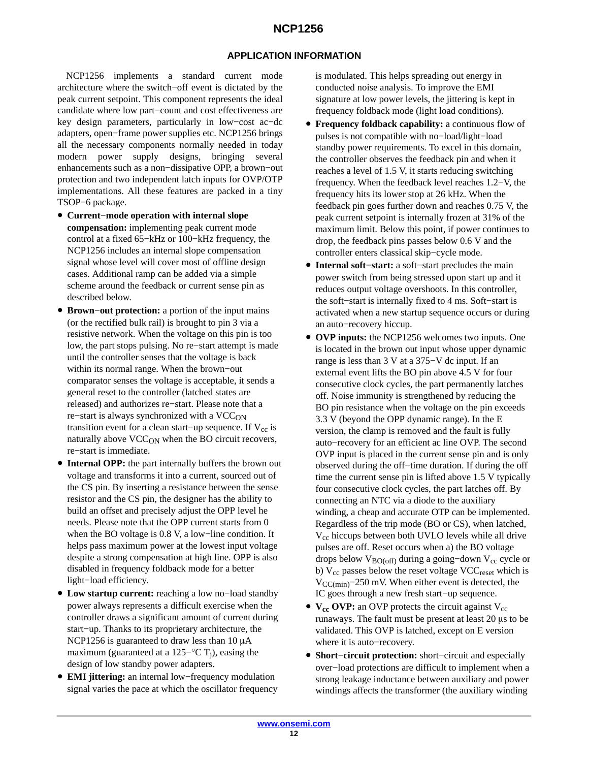## APPLICATION INFORMATION

NCP1256 implements a standard current mode architecture where the switch−off event is dictated by the peak current setpoint. This component represents the ideal candidate where low part−count and cost effectiveness are key design parameters, particularly in low−cost ac−dc adapters, open−frame power supplies etc. NCP1256 brings all the necessary components normally needed in today modern power supply designs, bringing several enhancements such as a non−dissipative OPP, a brown−out protection and two independent latch inputs for OVP/OTP implementations. All these features are packed in a tiny TSOP−6 package.

- **Current−mode operation with internal slope compensation:** implementing peak current mode control at a fixed 65−kHz or 100−kHz frequency, the NCP1256 includes an internal slope compensation signal whose level will cover most of offline design cases. Additional ramp can be added via a simple scheme around the feedback or current sense pin as described below.
- **Brown−out protection:** a portion of the input mains (or the rectified bulk rail) is brought to pin 3 via a resistive network. When the voltage on this pin is too low, the part stops pulsing. No re−start attempt is made until the controller senses that the voltage is back within its normal range. When the brown−out comparator senses the voltage is acceptable, it sends a general reset to the controller (latched states are released) and authorizes re−start. Please note that a re−start is always synchronized with a $VCC_{ON}$ transition event for a clean start−up sequence. If $V_{cc}$ is naturally above $VCC_{ON}$ when the BO circuit recovers, re−start is immediate.
- **Internal OPP:** the part internally buffers the brown out voltage and transforms it into a current, sourced out of the CS pin. By inserting a resistance between the sense resistor and the CS pin, the designer has the ability to build an offset and precisely adjust the OPP level he needs. Please note that the OPP current starts from 0 when the BO voltage is 0.8 V, a low−line condition. It helps pass maximum power at the lowest input voltage despite a strong compensation at high line. OPP is also disabled in frequency foldback mode for a better light−load efficiency.
- **Low startup current:** reaching a low no−load standby power always represents a difficult exercise when the controller draws a significant amount of current during start−up. Thanks to its proprietary architecture, the NCP1256 is guaranteed to draw less than 10 μA maximum (guaranteed at a 125−°C $T_j$), easing the design of low standby power adapters.
- **EMI jittering:** an internal low−frequency modulation signal varies the pace at which the oscillator frequency is modulated. This helps spreading out energy in conducted noise analysis. To improve the EMI signature at low power levels, the jittering is kept in frequency foldback mode (light load conditions).
- **Frequency foldback capability:** a continuous flow of pulses is not compatible with no−load/light−load standby power requirements. To excel in this domain, the controller observes the feedback pin and when it reaches a level of 1.5 V, it starts reducing switching frequency. When the feedback level reaches 1.2−V, the frequency hits its lower stop at 26 kHz. When the feedback pin goes further down and reaches 0.75 V, the peak current setpoint is internally frozen at 31% of the maximum limit. Below this point, if power continues to drop, the feedback pins passes below 0.6 V and the controller enters classical skip−cycle mode.
- **Internal soft−start:** a soft−start precludes the main power switch from being stressed upon start up and it reduces output voltage overshoots. In this controller, the soft−start is internally fixed to 4 ms. Soft−start is activated when a new startup sequence occurs or during an auto−recovery hiccup.
- **OVP inputs:** the NCP1256 welcomes two inputs. One is located in the brown out input whose upper dynamic range is less than 3 V at a 375−V dc input. If an external event lifts the BO pin above 4.5 V for four consecutive clock cycles, the part permanently latches off. Noise immunity is strengthened by reducing the BO pin resistance when the voltage on the pin exceeds 3.3 V (beyond the OPP dynamic range). In the E version, the clamp is removed and the fault is fully auto−recovery for an efficient ac line OVP. The second OVP input is placed in the current sense pin and is only observed during the off−time duration. If during the off time the current sense pin is lifted above 1.5 V typically four consecutive clock cycles, the part latches off. By connecting an NTC via a diode to the auxiliary winding, a cheap and accurate OTP can be implemented. Regardless of the trip mode (BO or CS), when latched, $V_{cc}$ hiccups between both UVLO levels while all drive pulses are off. Reset occurs when a) the BO voltage drops below $V_{BO(off)}$ during a going−down $V_{cc}$ cycle or b) $V_{cc}$ passes below the reset voltage $VCC_{reset}$ which is $V_{CC(min)}$−250 mV. When either event is detected, the IC goes through a new fresh start−up sequence.
- **$V_{cc}$ OVP:** an OVP protects the circuit against $V_{cc}$ runaways. The fault must be present at least 20 μs to be validated. This OVP is latched, except on E version where it is auto−recovery.
- **Short−circuit protection:** short−circuit and especially over−load protections are difficult to implement when a strong leakage inductance between auxiliary and power windings affects the transformer (the auxiliary winding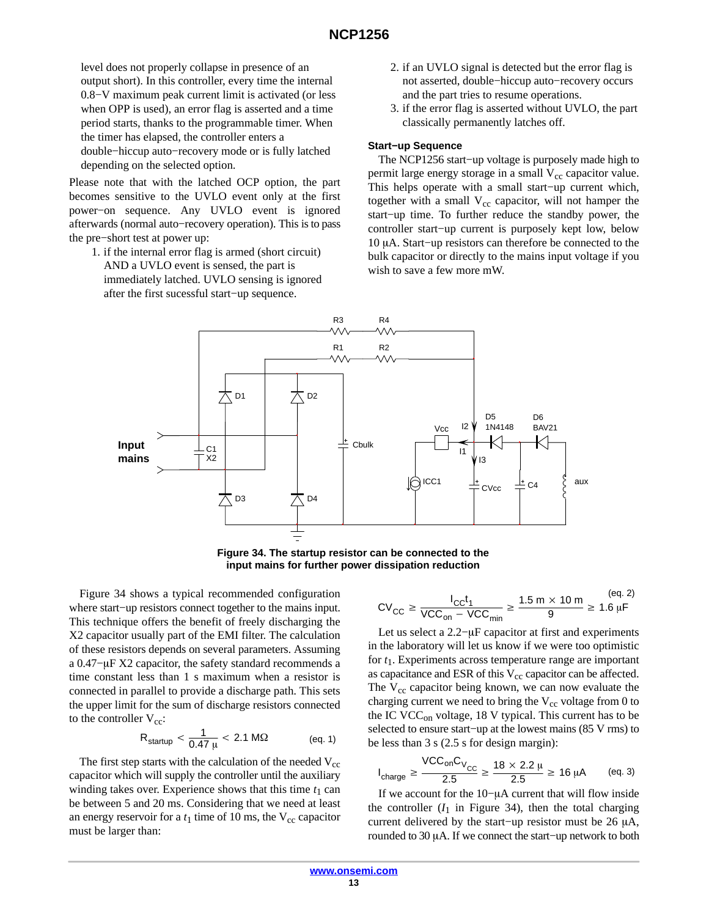level does not properly collapse in presence of an output short). In this controller, every time the internal 0.8−V maximum peak current limit is activated (or less when OPP is used), an error flag is asserted and a time period starts, thanks to the programmable timer. When the timer has elapsed, the controller enters a double−hiccup auto−recovery mode or is fully latched depending on the selected option.

Please note that with the latched OCP option, the part becomes sensitive to the UVLO event only at the first power−on sequence. Any UVLO event is ignored afterwards (normal auto−recovery operation). This is to pass the pre−short test at power up:

1. if the internal error flag is armed (short circuit) AND a UVLO event is sensed, the part is immediately latched. UVLO sensing is ignored after the first sucessful start−up sequence.
2. if an UVLO signal is detected but the error flag is not asserted, double−hiccup auto−recovery occurs and the part tries to resume operations.
3. if the error flag is asserted without UVLO, the part classically permanently latches off.

### Start−up Sequence

The NCP1256 start−up voltage is purposely made high to permit large energy storage in a small $V_{cc}$ capacitor value. This helps operate with a small start−up current which, together with a small $V_{cc}$ capacitor, will not hamper the start−up time. To further reduce the standby power, the controller start−up current is purposely kept low, below 10 μA. Start−up resistors can therefore be connected to the bulk capacitor or directly to the mains input voltage if you wish to save a few more mW.

**Figure 34. The startup resistor can be connected to the input mains for further power dissipation reduction**

Figure 34 shows a typical recommended configuration where start−up resistors connect together to the mains input. This technique offers the benefit of freely discharging the X2 capacitor usually part of the EMI filter. The calculation of these resistors depends on several parameters. Assuming a 0.47−μF X2 capacitor, the safety standard recommends a time constant less than 1 s maximum when a resistor is connected in parallel to provide a discharge path. This sets the upper limit for the sum of discharge resistors connected to the controller $V_{cc}$:

$$R_{startup} < \frac{1}{0.47\,\mu} < 2.1\ \mathrm{M\Omega} \qquad \text{(eq. 1)}$$

The first step starts with the calculation of the needed $V_{cc}$ capacitor which will supply the controller until the auxiliary winding takes over. Experience shows that this time $t_1$ can be between 5 and 20 ms. Considering that we need at least an energy reservoir for a $t_1$ time of 10 ms, the $V_{cc}$ capacitor must be larger than:

$$CV_{CC} \geq \frac{I_{CC}t_1}{VCC_{on} - VCC_{min}} \geq \frac{1.5\,m \times 10\,m}{9} \geq 1.6\ \mu F \qquad \text{(eq. 2)}$$

Let us select a 2.2−μF capacitor at first and experiments in the laboratory will let us know if we were too optimistic for $t_1$. Experiments across temperature range are important as capacitance and ESR of this $V_{cc}$ capacitor can be affected. The $V_{cc}$ capacitor being known, we can now evaluate the charging current we need to bring the $V_{cc}$ voltage from 0 to the IC $VCC_{on}$ voltage, 18 V typical. This current has to be selected to ensure start−up at the lowest mains (85 V rms) to be less than 3 s (2.5 s for design margin):

$$I_{charge} \geq \frac{VCC_{on}C_{V_{CC}}}{2.5} \geq \frac{18 \times 2.2\,\mu}{2.5} \geq 16\ \mu A \qquad \text{(eq. 3)}$$

If we account for the 10−μA current that will flow inside the controller ($I_1$ in Figure 34), then the total charging current delivered by the start−up resistor must be 26 μA, rounded to 30 μA. If we connect the start−up network to both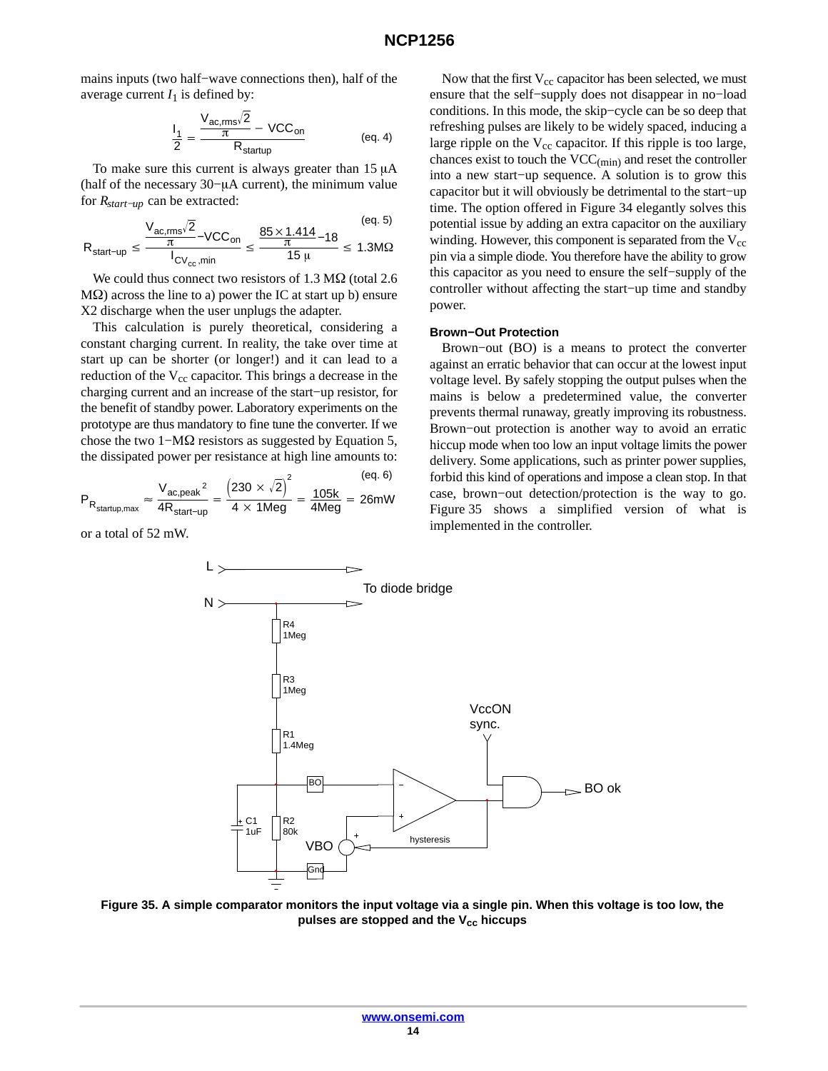mains inputs (two half−wave connections then), half of the average current $I_1$ is defined by:

$$\frac{I_1}{2} = \frac{\frac{V_{ac,rms}\sqrt{2}}{\pi} - VCC_{on}}{R_{startup}} \qquad \text{(eq. 4)}$$

To make sure this current is always greater than 15 μA (half of the necessary 30−μA current), the minimum value for $R_{start-up}$ can be extracted:

$$R_{start-up} \le \frac{\frac{V_{ac,rms}\sqrt{2}}{\pi} - VCC_{on}}{I_{CV_{cc},min}} \le \frac{\frac{85 \times 1.414}{\pi} - 18}{15\,\mu} \le 1.3\text{M}\Omega \qquad \text{(eq. 5)}$$

We could thus connect two resistors of 1.3 MΩ (total 2.6 MΩ) across the line to a) power the IC at start up b) ensure X2 discharge when the user unplugs the adapter.

This calculation is purely theoretical, considering a constant charging current. In reality, the take over time at start up can be shorter (or longer!) and it can lead to a reduction of the $V_{cc}$ capacitor. This brings a decrease in the charging current and an increase of the start−up resistor, for the benefit of standby power. Laboratory experiments on the prototype are thus mandatory to fine tune the converter. If we chose the two 1−MΩ resistors as suggested by Equation 5, the dissipated power per resistance at high line amounts to:

$$P_{R_{startup,max}} \approx \frac{V_{ac,peak}^{\ 2}}{4R_{start-up}} = \frac{\left(230 \times \sqrt{2}\right)^2}{4 \times 1\text{Meg}} = \frac{105\text{k}}{4\text{Meg}} = 26\text{mW} \qquad \text{(eq. 6)}$$

or a total of 52 mW.

Now that the first $V_{cc}$ capacitor has been selected, we must ensure that the self−supply does not disappear in no−load conditions. In this mode, the skip−cycle can be so deep that refreshing pulses are likely to be widely spaced, inducing a large ripple on the $V_{cc}$ capacitor. If this ripple is too large, chances exist to touch the $VCC_{(min)}$ and reset the controller into a new start−up sequence. A solution is to grow this capacitor but it will obviously be detrimental to the start−up time. The option offered in Figure 34 elegantly solves this potential issue by adding an extra capacitor on the auxiliary winding. However, this component is separated from the $V_{cc}$ pin via a simple diode. You therefore have the ability to grow this capacitor as you need to ensure the self−supply of the controller without affecting the start−up time and standby power.

### Brown−Out Protection

Brown−out (BO) is a means to protect the converter against an erratic behavior that can occur at the lowest input voltage level. By safely stopping the output pulses when the mains is below a predetermined value, the converter prevents thermal runaway, greatly improving its robustness. Brown−out protection is another way to avoid an erratic hiccup mode when too low an input voltage limits the power delivery. Some applications, such as printer power supplies, forbid this kind of operations and impose a clean stop. In that case, brown−out detection/protection is the way to go. Figure 35 shows a simplified version of what is implemented in the controller.

**Figure 35. A simple comparator monitors the input voltage via a single pin. When this voltage is too low, the pulses are stopped and the $V_{cc}$ hiccups**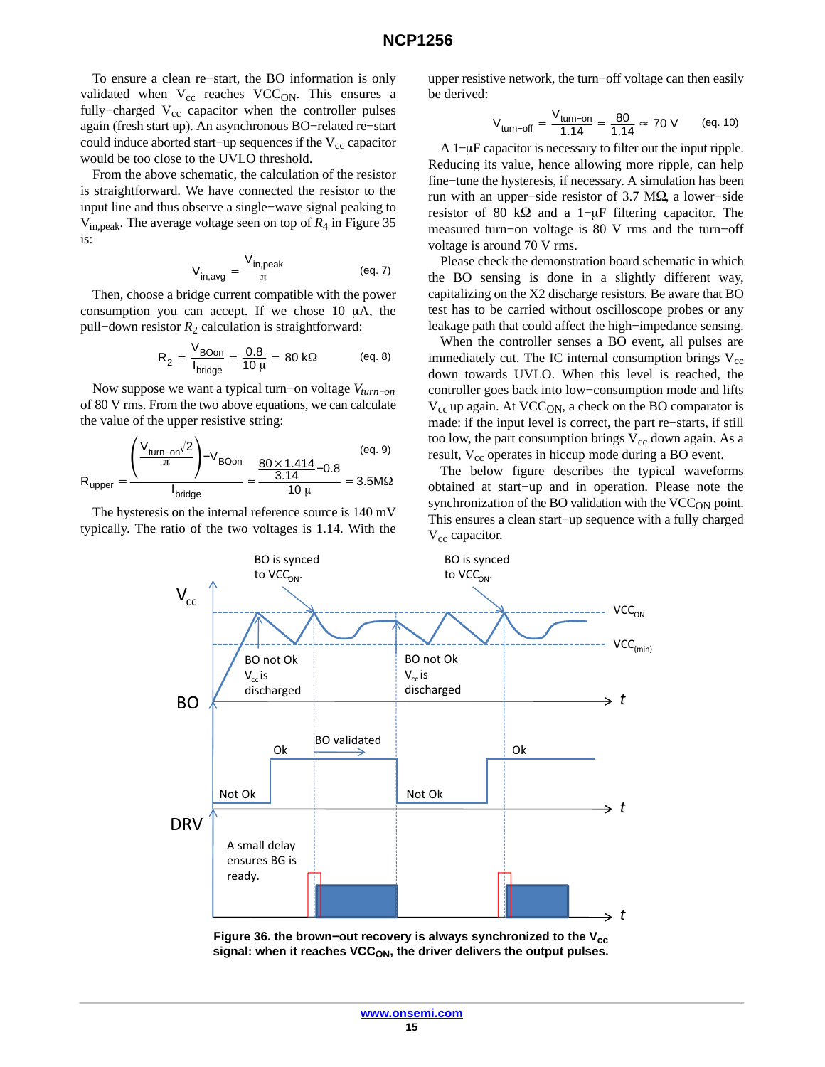To ensure a clean re−start, the BO information is only validated when $V_{cc}$ reaches $VCC_{ON}$. This ensures a fully−charged $V_{cc}$ capacitor when the controller pulses again (fresh start up). An asynchronous BO−related re−start could induce aborted start−up sequences if the $V_{cc}$ capacitor would be too close to the UVLO threshold.

From the above schematic, the calculation of the resistor is straightforward. We have connected the resistor to the input line and thus observe a single−wave signal peaking to $V_{in,peak}$. The average voltage seen on top of $R_4$ in Figure 35 is:

$$V_{in,avg} = \frac{V_{in,peak}}{\pi} \qquad \text{(eq. 7)}$$

Then, choose a bridge current compatible with the power consumption you can accept. If we chose 10 μA, the pull−down resistor $R_2$ calculation is straightforward:

$$R_2 = \frac{V_{BOon}}{I_{bridge}} = \frac{0.8}{10\,\mu} = 80\ k\Omega \qquad \text{(eq. 8)}$$

Now suppose we want a typical turn−on voltage $V_{turn-on}$ of 80 V rms. From the two above equations, we can calculate the value of the upper resistive string:

$$R_{upper} = \frac{\left(\frac{V_{turn-on}\sqrt{2}}{\pi}\right) - V_{BOon}}{I_{bridge}} = \frac{\frac{80 \times 1.414}{3.14} - 0.8}{10\,\mu} = 3.5M\Omega \qquad \text{(eq. 9)}$$

The hysteresis on the internal reference source is 140 mV typically. The ratio of the two voltages is 1.14. With the upper resistive network, the turn−off voltage can then easily be derived:

$$V_{turn-off} = \frac{V_{turn-on}}{1.14} = \frac{80}{1.14} \approx 70\ V \qquad \text{(eq. 10)}$$

A 1−μF capacitor is necessary to filter out the input ripple. Reducing its value, hence allowing more ripple, can help fine−tune the hysteresis, if necessary. A simulation has been run with an upper−side resistor of 3.7 MΩ, a lower−side resistor of 80 kΩ and a 1−μF filtering capacitor. The measured turn−on voltage is 80 V rms and the turn−off voltage is around 70 V rms.

Please check the demonstration board schematic in which the BO sensing is done in a slightly different way, capitalizing on the X2 discharge resistors. Be aware that BO test has to be carried without oscilloscope probes or any leakage path that could affect the high−impedance sensing.

When the controller senses a BO event, all pulses are immediately cut. The IC internal consumption brings $V_{cc}$ down towards UVLO. When this level is reached, the controller goes back into low−consumption mode and lifts $V_{cc}$ up again. At $VCC_{ON}$, a check on the BO comparator is made: if the input level is correct, the part re−starts, if still too low, the part consumption brings $V_{cc}$ down again. As a result, $V_{cc}$ operates in hiccup mode during a BO event.

The below figure describes the typical waveforms obtained at start−up and in operation. Please note the synchronization of the BO validation with the $VCC_{ON}$ point. This ensures a clean start−up sequence with a fully charged $V_{cc}$ capacitor.

**Figure 36. the brown−out recovery is always synchronized to the $V_{cc}$ signal: when it reaches $VCC_{ON}$, the driver delivers the output pulses.**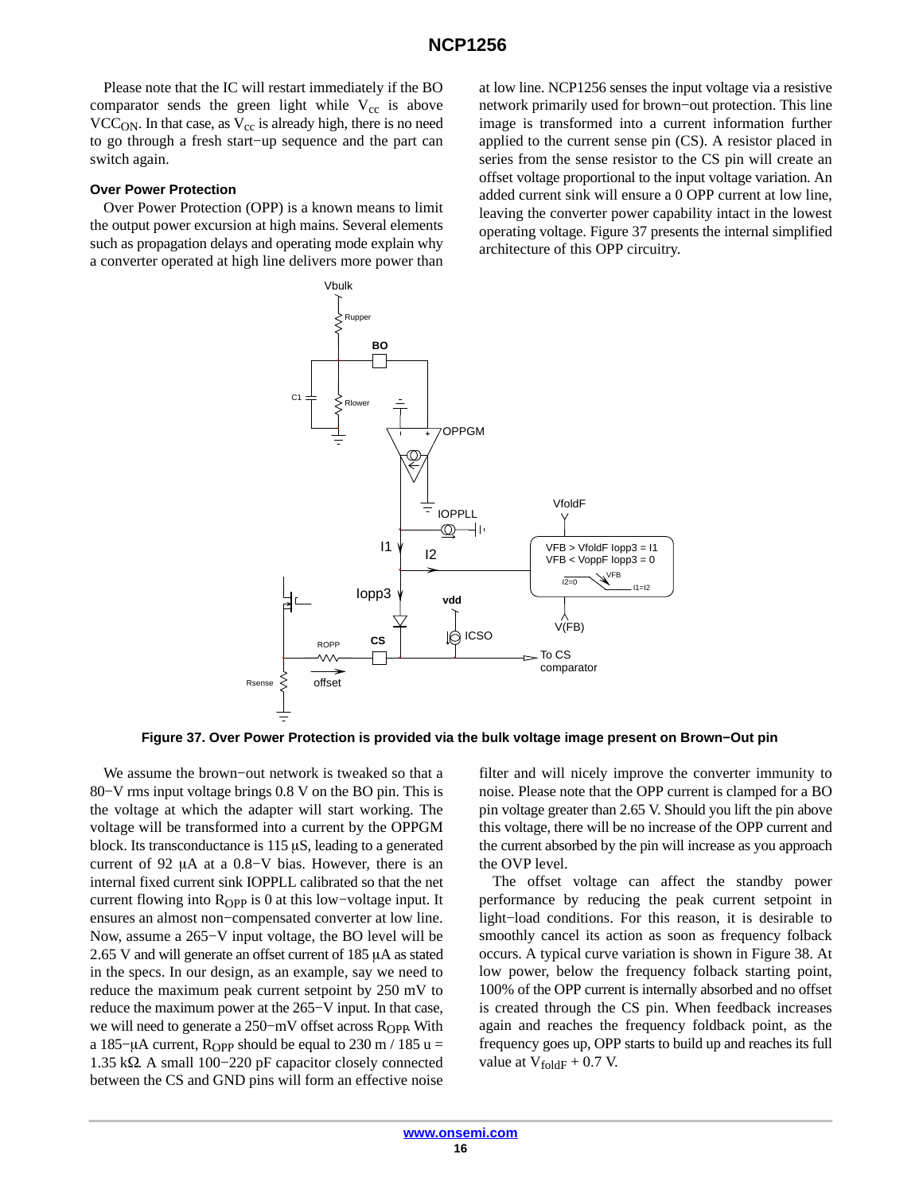Please note that the IC will restart immediately if the BO comparator sends the green light while $V_{cc}$ is above $VCC_{ON}$. In that case, as $V_{cc}$ is already high, there is no need to go through a fresh start−up sequence and the part can switch again.

#### Over Power Protection

Over Power Protection (OPP) is a known means to limit the output power excursion at high mains. Several elements such as propagation delays and operating mode explain why a converter operated at high line delivers more power than at low line. NCP1256 senses the input voltage via a resistive network primarily used for brown−out protection. This line image is transformed into a current information further applied to the current sense pin (CS). A resistor placed in series from the sense resistor to the CS pin will create an offset voltage proportional to the input voltage variation. An added current sink will ensure a 0 OPP current at low line, leaving the converter power capability intact in the lowest operating voltage. Figure 37 presents the internal simplified architecture of this OPP circuitry.

**Figure 37. Over Power Protection is provided via the bulk voltage image present on Brown−Out pin**

We assume the brown−out network is tweaked so that a 80−V rms input voltage brings 0.8 V on the BO pin. This is the voltage at which the adapter will start working. The voltage will be transformed into a current by the OPPGM block. Its transconductance is 115 µS, leading to a generated current of 92 µA at a 0.8−V bias. However, there is an internal fixed current sink IOPPLL calibrated so that the net current flowing into $R_{OPP}$ is 0 at this low−voltage input. It ensures an almost non−compensated converter at low line. Now, assume a 265−V input voltage, the BO level will be 2.65 V and will generate an offset current of 185 µA as stated in the specs. In our design, as an example, say we need to reduce the maximum peak current setpoint by 250 mV to reduce the maximum power at the 265−V input. In that case, we will need to generate a 250−mV offset across $R_{OPP}$. With a 185−µA current, $R_{OPP}$ should be equal to 230 m / 185 u = 1.35 kΩ. A small 100−220 pF capacitor closely connected between the CS and GND pins will form an effective noise filter and will nicely improve the converter immunity to noise. Please note that the OPP current is clamped for a BO pin voltage greater than 2.65 V. Should you lift the pin above this voltage, there will be no increase of the OPP current and the current absorbed by the pin will increase as you approach the OVP level.

The offset voltage can affect the standby power performance by reducing the peak current setpoint in light−load conditions. For this reason, it is desirable to smoothly cancel its action as soon as frequency folback occurs. A typical curve variation is shown in Figure 38. At low power, below the frequency folback starting point, 100% of the OPP current is internally absorbed and no offset is created through the CS pin. When feedback increases again and reaches the frequency foldback point, as the frequency goes up, OPP starts to build up and reaches its full value at $V_{foldF}$ + 0.7 V.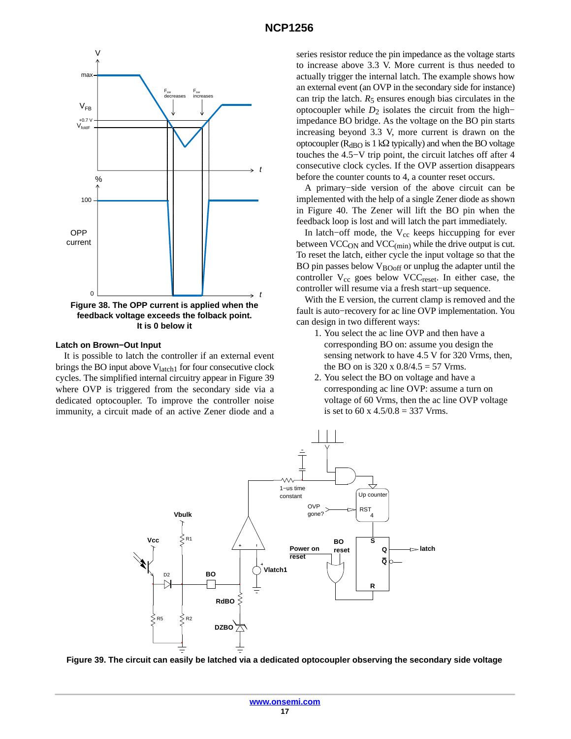Figure 38. The OPP current is applied when the feedback voltage exceeds the folback point. It is 0 below it

### Latch on Brown−Out Input

It is possible to latch the controller if an external event brings the BO input above $V_{latch1}$ for four consecutive clock cycles. The simplified internal circuitry appear in Figure 39 where OVP is triggered from the secondary side via a dedicated optocoupler. To improve the controller noise immunity, a circuit made of an active Zener diode and a series resistor reduce the pin impedance as the voltage starts to increase above 3.3 V. More current is thus needed to actually trigger the internal latch. The example shows how an external event (an OVP in the secondary side for instance) can trip the latch. $R_5$ ensures enough bias circulates in the optocoupler while $D_2$ isolates the circuit from the high−impedance BO bridge. As the voltage on the BO pin starts increasing beyond 3.3 V, more current is drawn on the optocoupler ($R_{dBO}$ is 1 kΩ typically) and when the BO voltage touches the 4.5−V trip point, the circuit latches off after 4 consecutive clock cycles. If the OVP assertion disappears before the counter counts to 4, a counter reset occurs.

A primary−side version of the above circuit can be implemented with the help of a single Zener diode as shown in Figure 40. The Zener will lift the BO pin when the feedback loop is lost and will latch the part immediately.

In latch−off mode, the $V_{cc}$ keeps hiccupping for ever between $VCC_{ON}$ and $VCC_{(min)}$ while the drive output is cut. To reset the latch, either cycle the input voltage so that the BO pin passes below $V_{BOoff}$ or unplug the adapter until the controller $V_{cc}$ goes below $VCC_{reset}$. In either case, the controller will resume via a fresh start−up sequence.

With the E version, the current clamp is removed and the fault is auto−recovery for ac line OVP implementation. You can design in two different ways:

1. You select the ac line OVP and then have a corresponding BO on: assume you design the sensing network to have 4.5 V for 320 Vrms, then, the BO on is 320 x 0.8/4.5 = 57 Vrms.
2. You select the BO on voltage and have a corresponding ac line OVP: assume a turn on voltage of 60 Vrms, then the ac line OVP voltage is set to 60 x 4.5/0.8 = 337 Vrms.

Figure 39. The circuit can easily be latched via a dedicated optocoupler observing the secondary side voltage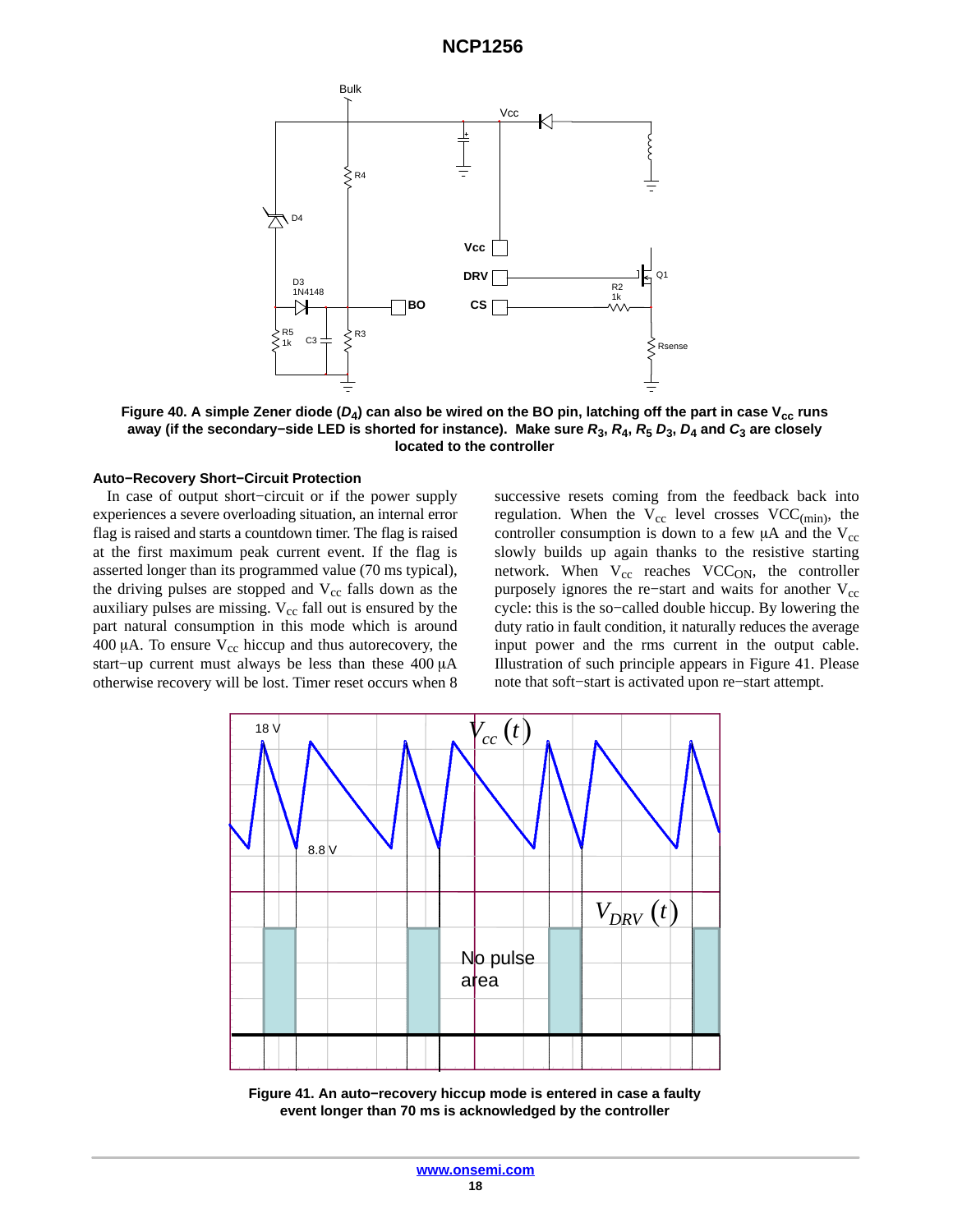**Figure 40. A simple Zener diode ($D_4$) can also be wired on the BO pin, latching off the part in case $V_{cc}$ runs away (if the secondary−side LED is shorted for instance). Make sure $R_3$, $R_4$, $R_5$ $D_3$, $D_4$ and $C_3$ are closely located to the controller**

#### Auto−Recovery Short−Circuit Protection

In case of output short−circuit or if the power supply experiences a severe overloading situation, an internal error flag is raised and starts a countdown timer. The flag is raised at the first maximum peak current event. If the flag is asserted longer than its programmed value (70 ms typical), the driving pulses are stopped and $V_{cc}$ falls down as the auxiliary pulses are missing. $V_{cc}$ fall out is ensured by the part natural consumption in this mode which is around 400 μA. To ensure $V_{cc}$ hiccup and thus autorecovery, the start−up current must always be less than these 400 μA otherwise recovery will be lost. Timer reset occurs when 8 successive resets coming from the feedback back into regulation. When the $V_{cc}$ level crosses $VCC_{(min)}$, the controller consumption is down to a few μA and the $V_{cc}$ slowly builds up again thanks to the resistive starting network. When $V_{cc}$ reaches $VCC_{ON}$, the controller purposely ignores the re−start and waits for another $V_{cc}$ cycle: this is the so−called double hiccup. By lowering the duty ratio in fault condition, it naturally reduces the average input power and the rms current in the output cable. Illustration of such principle appears in Figure 41. Please note that soft−start is activated upon re−start attempt.

**Figure 41. An auto−recovery hiccup mode is entered in case a faulty event longer than 70 ms is acknowledged by the controller**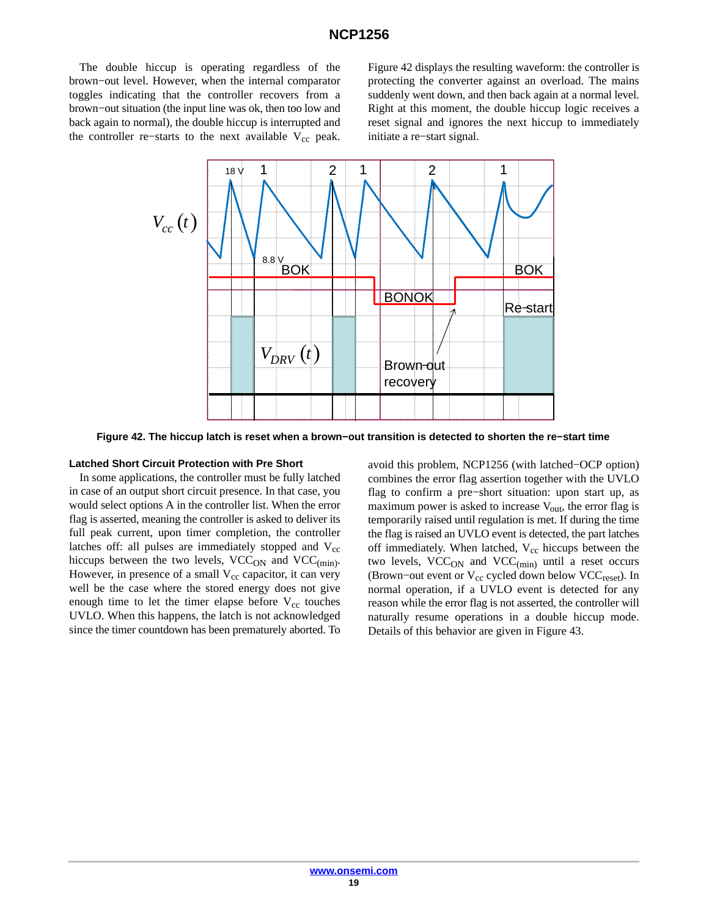The double hiccup is operating regardless of the brown−out level. However, when the internal comparator toggles indicating that the controller recovers from a brown−out situation (the input line was ok, then too low and back again to normal), the double hiccup is interrupted and the controller re−starts to the next available $V_{cc}$ peak. Figure 42 displays the resulting waveform: the controller is protecting the converter against an overload. The mains suddenly went down, and then back again at a normal level. Right at this moment, the double hiccup logic receives a reset signal and ignores the next hiccup to immediately initiate a re−start signal.

**Figure 42. The hiccup latch is reset when a brown−out transition is detected to shorten the re−start time**

#### Latched Short Circuit Protection with Pre Short

In some applications, the controller must be fully latched in case of an output short circuit presence. In that case, you would select options A in the controller list. When the error flag is asserted, meaning the controller is asked to deliver its full peak current, upon timer completion, the controller latches off: all pulses are immediately stopped and $V_{cc}$ hiccups between the two levels, $VCC_{ON}$ and $VCC_{(min)}$. However, in presence of a small $V_{cc}$ capacitor, it can very well be the case where the stored energy does not give enough time to let the timer elapse before $V_{cc}$ touches UVLO. When this happens, the latch is not acknowledged since the timer countdown has been prematurely aborted. To avoid this problem, NCP1256 (with latched−OCP option) combines the error flag assertion together with the UVLO flag to confirm a pre−short situation: upon start up, as maximum power is asked to increase $V_{out}$, the error flag is temporarily raised until regulation is met. If during the time the flag is raised an UVLO event is detected, the part latches off immediately. When latched, $V_{cc}$ hiccups between the two levels, $VCC_{ON}$ and $VCC_{(min)}$ until a reset occurs (Brown−out event or $V_{cc}$ cycled down below $VCC_{reset}$). In normal operation, if a UVLO event is detected for any reason while the error flag is not asserted, the controller will naturally resume operations in a double hiccup mode. Details of this behavior are given in Figure 43.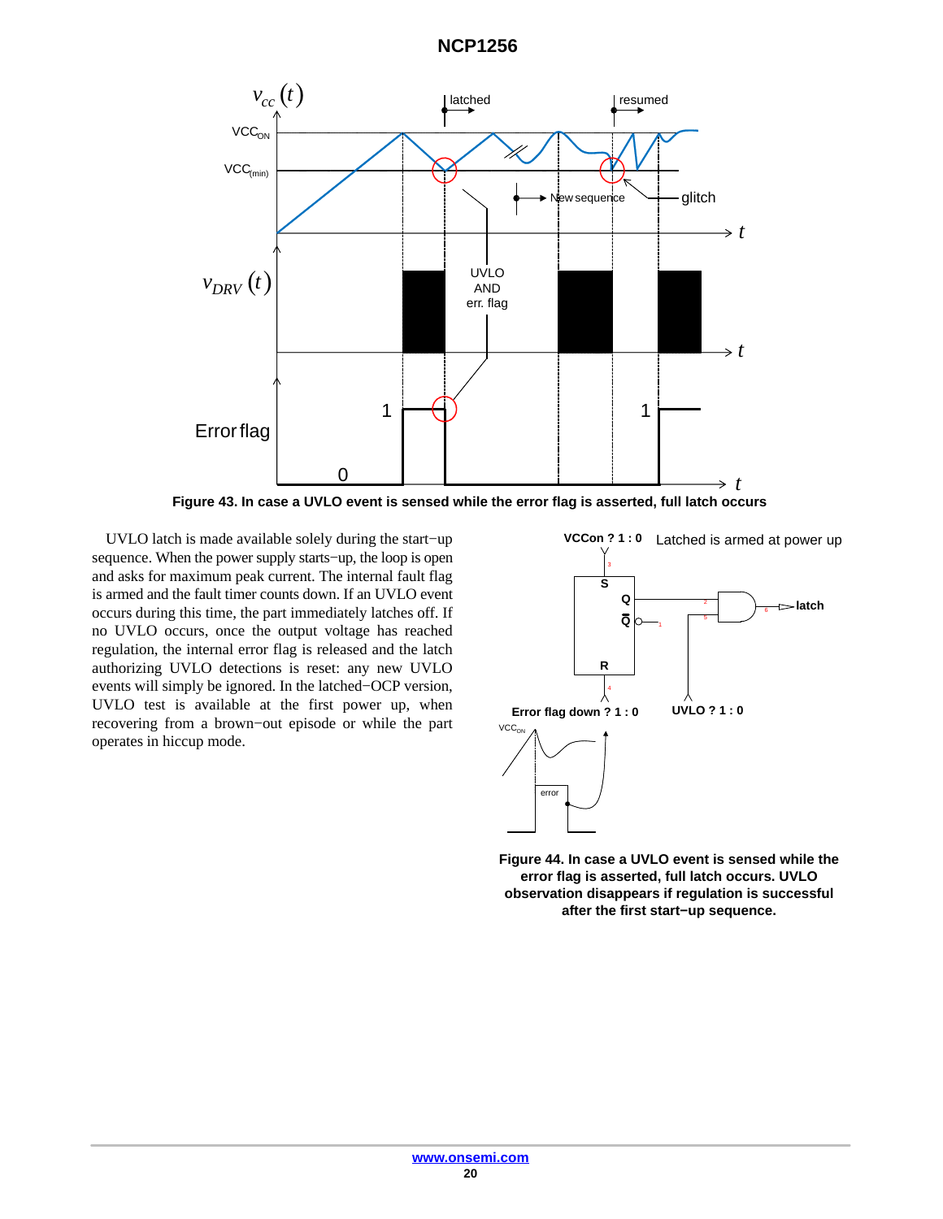Figure 43. In case a UVLO event is sensed while the error flag is asserted, full latch occurs

UVLO latch is made available solely during the start−up sequence. When the power supply starts−up, the loop is open and asks for maximum peak current. The internal fault flag is armed and the fault timer counts down. If an UVLO event occurs during this time, the part immediately latches off. If no UVLO occurs, once the output voltage has reached regulation, the internal error flag is released and the latch authorizing UVLO detections is reset: any new UVLO events will simply be ignored. In the latched−OCP version, UVLO test is available at the first power up, when recovering from a brown−out episode or while the part operates in hiccup mode.

Figure 44. In case a UVLO event is sensed while the error flag is asserted, full latch occurs. UVLO observation disappears if regulation is successful after the first start−up sequence.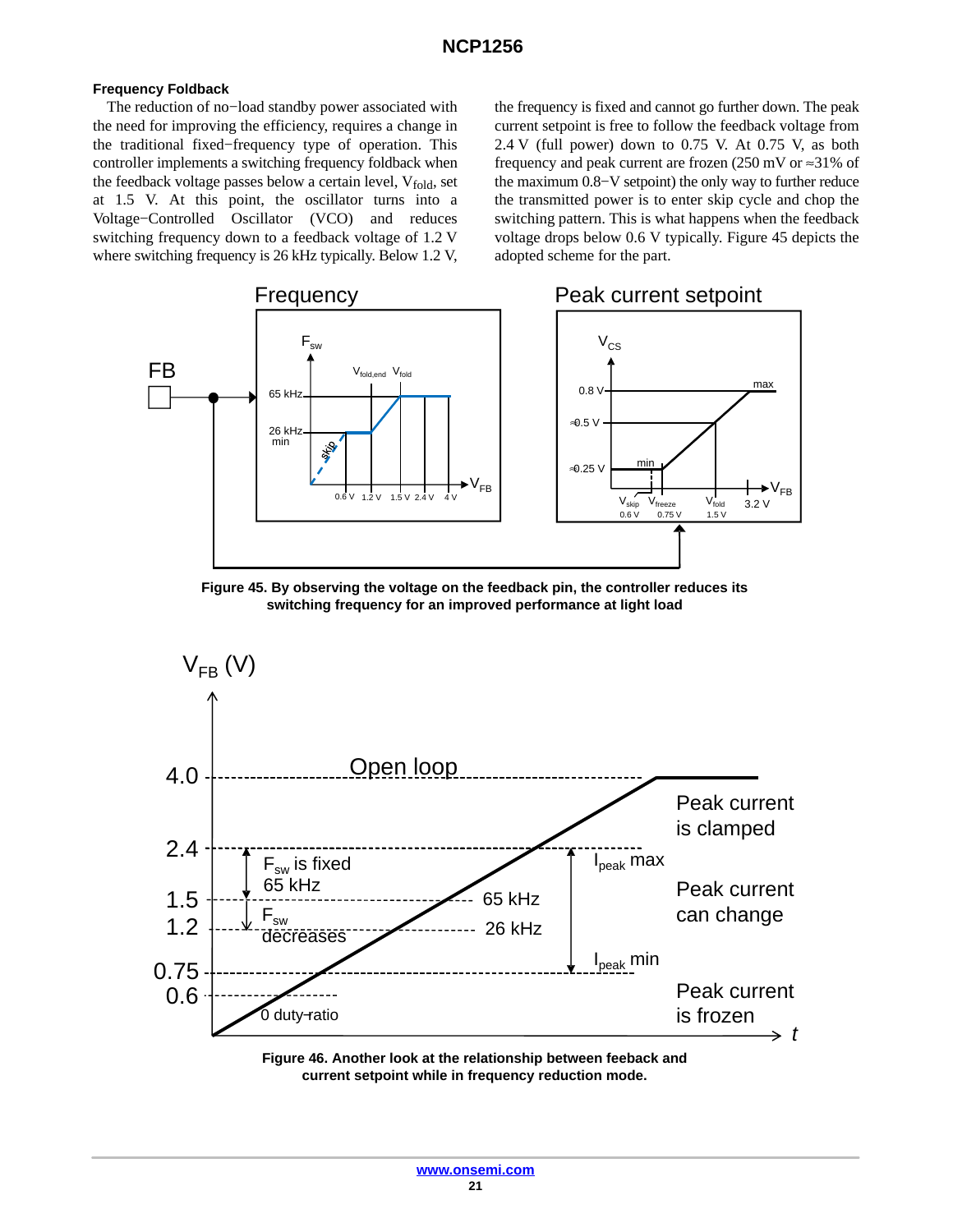### Frequency Foldback

The reduction of no−load standby power associated with the need for improving the efficiency, requires a change in the traditional fixed−frequency type of operation. This controller implements a switching frequency foldback when the feedback voltage passes below a certain level, $V_{fold}$, set at 1.5 V. At this point, the oscillator turns into a Voltage−Controlled Oscillator (VCO) and reduces switching frequency down to a feedback voltage of 1.2 V where switching frequency is 26 kHz typically. Below 1.2 V, the frequency is fixed and cannot go further down. The peak current setpoint is free to follow the feedback voltage from 2.4 V (full power) down to 0.75 V. At 0.75 V, as both frequency and peak current are frozen (250 mV or ≈31% of the maximum 0.8−V setpoint) the only way to further reduce the transmitted power is to enter skip cycle and chop the switching pattern. This is what happens when the feedback voltage drops below 0.6 V typically. Figure 45 depicts the adopted scheme for the part.

**Figure 45. By observing the voltage on the feedback pin, the controller reduces its switching frequency for an improved performance at light load**

**Figure 46. Another look at the relationship between feeback and current setpoint while in frequency reduction mode.**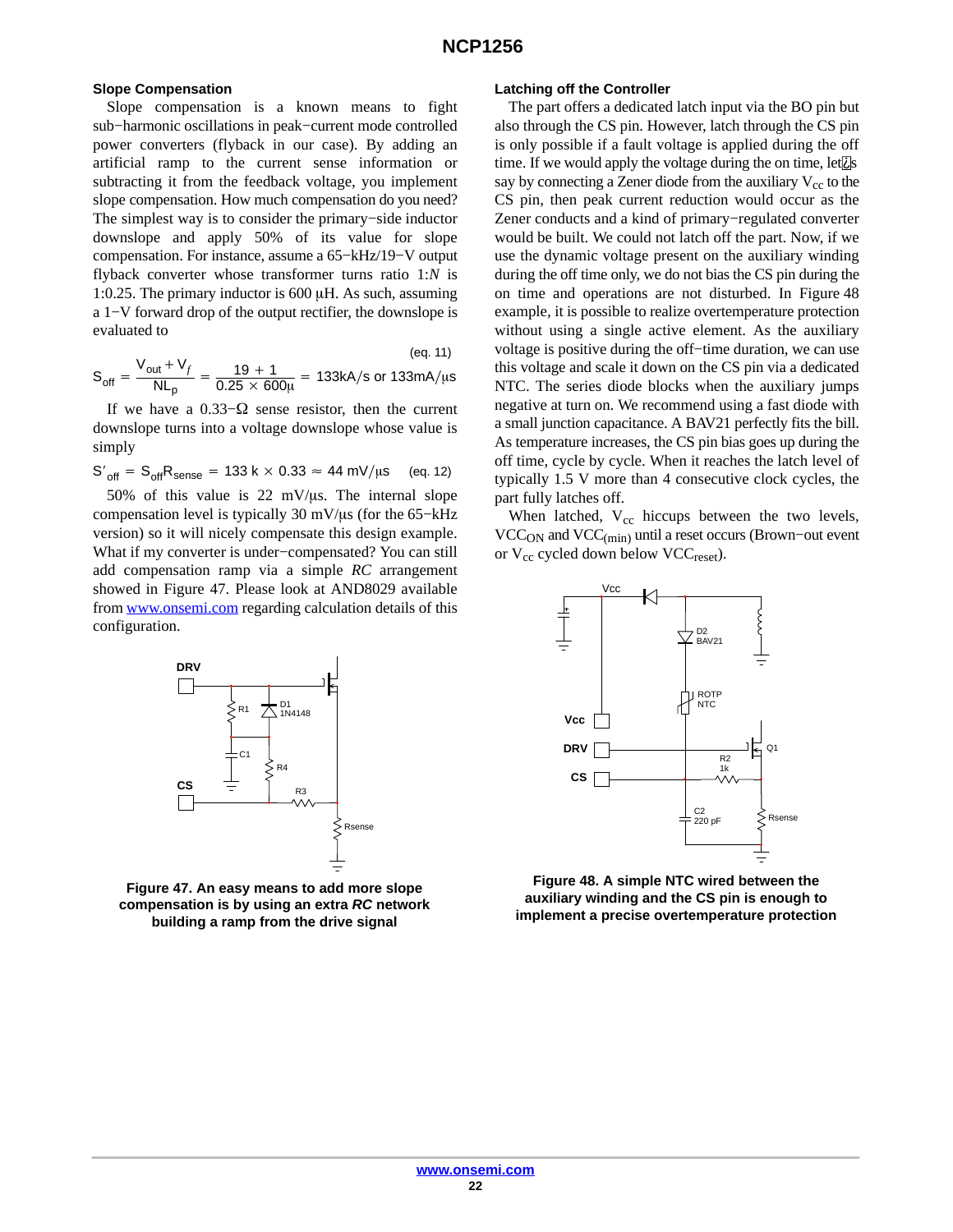### Slope Compensation

Slope compensation is a known means to fight sub−harmonic oscillations in peak−current mode controlled power converters (flyback in our case). By adding an artificial ramp to the current sense information or subtracting it from the feedback voltage, you implement slope compensation. How much compensation do you need? The simplest way is to consider the primary−side inductor downslope and apply 50% of its value for slope compensation. For instance, assume a 65−kHz/19−V output flyback converter whose transformer turns ratio 1:*N* is 1:0.25. The primary inductor is 600 μH. As such, assuming a 1−V forward drop of the output rectifier, the downslope is evaluated to

$$S_{off} = \frac{V_{out} + V_f}{NL_p} = \frac{19 + 1}{0.25 \times 600\mu} = 133\text{kA/s or } 133\text{mA}/\mu\text{s} \quad \text{(eq. 11)}$$

If we have a 0.33−Ω sense resistor, then the current downslope turns into a voltage downslope whose value is simply

$$S'_{off} = S_{off}R_{sense} = 133\,\text{k} \times 0.33 \approx 44\ \text{mV}/\mu\text{s} \quad \text{(eq. 12)}$$

50% of this value is 22 mV/μs. The internal slope compensation level is typically 30 mV/μs (for the 65−kHz version) so it will nicely compensate this design example. What if my converter is under−compensated? You can still add compensation ramp via a simple *RC* arrangement showed in Figure 47. Please look at AND8029 available from www.onsemi.com regarding calculation details of this configuration.

**Figure 47. An easy means to add more slope compensation is by using an extra *RC* network building a ramp from the drive signal**

### Latching off the Controller

The part offers a dedicated latch input via the BO pin but also through the CS pin. However, latch through the CS pin is only possible if a fault voltage is applied during the off time. If we would apply the voltage during the on time, let's say by connecting a Zener diode from the auxiliary $V_{cc}$ to the CS pin, then peak current reduction would occur as the Zener conducts and a kind of primary−regulated converter would be built. We could not latch off the part. Now, if we use the dynamic voltage present on the auxiliary winding during the off time only, we do not bias the CS pin during the on time and operations are not disturbed. In Figure 48 example, it is possible to realize overtemperature protection without using a single active element. As the auxiliary voltage is positive during the off−time duration, we can use this voltage and scale it down on the CS pin via a dedicated NTC. The series diode blocks when the auxiliary jumps negative at turn on. We recommend using a fast diode with a small junction capacitance. A BAV21 perfectly fits the bill. As temperature increases, the CS pin bias goes up during the off time, cycle by cycle. When it reaches the latch level of typically 1.5 V more than 4 consecutive clock cycles, the part fully latches off.

When latched, $V_{cc}$ hiccups between the two levels, $VCC_{ON}$ and $VCC_{(min)}$ until a reset occurs (Brown−out event or $V_{cc}$ cycled down below $VCC_{reset}$).

**Figure 48. A simple NTC wired between the auxiliary winding and the CS pin is enough to implement a precise overtemperature protection**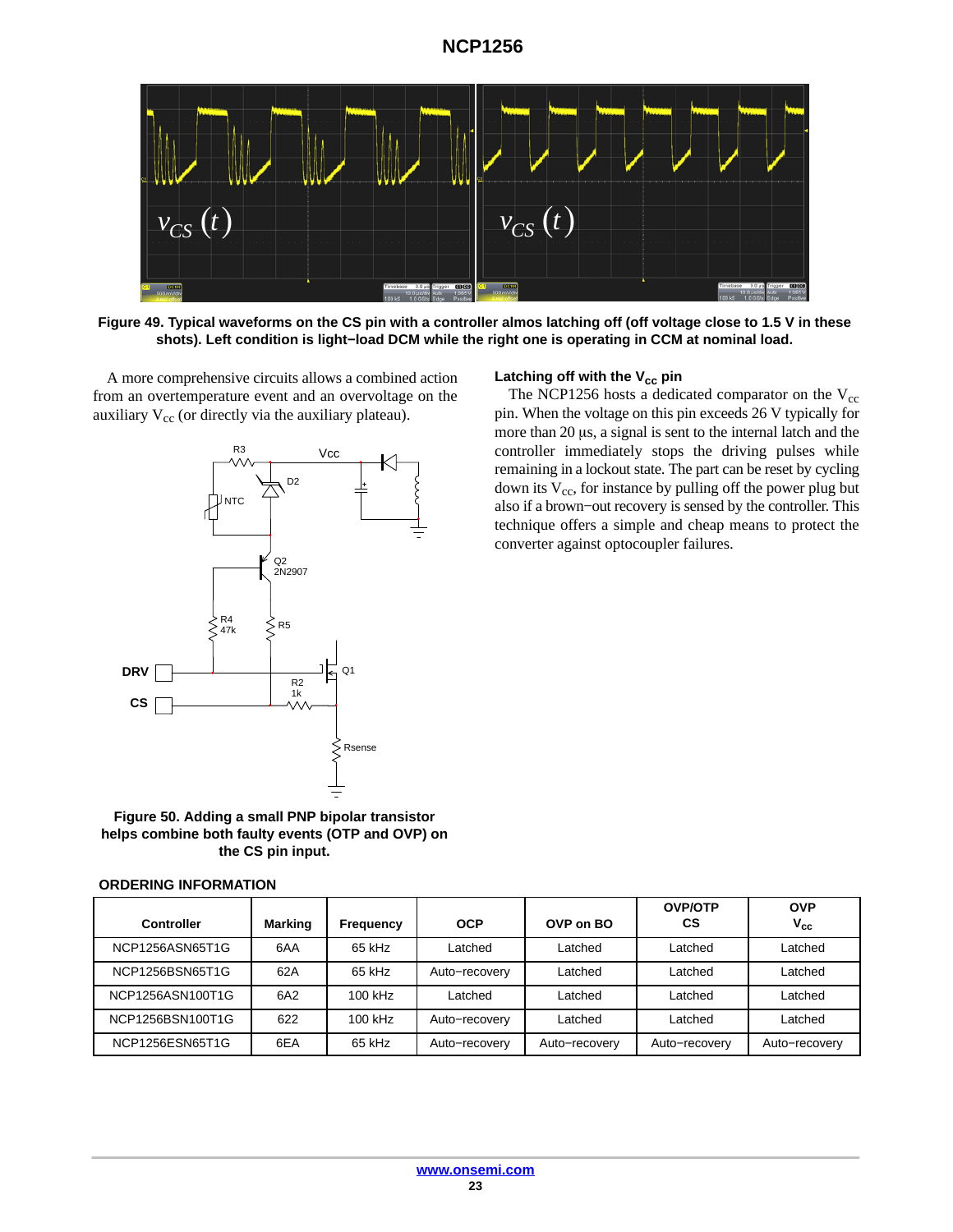Figure 49. Typical waveforms on the CS pin with a controller almos latching off (off voltage close to 1.5 V in these shots). Left condition is light−load DCM while the right one is operating in CCM at nominal load.

A more comprehensive circuits allows a combined action from an overtemperature event and an overvoltage on the auxiliary $V_{cc}$ (or directly via the auxiliary plateau).

Figure 50. Adding a small PNP bipolar transistor helps combine both faulty events (OTP and OVP) on the CS pin input.

### Latching off with the $V_{cc}$ pin

The NCP1256 hosts a dedicated comparator on the $V_{cc}$ pin. When the voltage on this pin exceeds 26 V typically for more than 20 μs, a signal is sent to the internal latch and the controller immediately stops the driving pulses while remaining in a lockout state. The part can be reset by cycling down its $V_{cc}$, for instance by pulling off the power plug but also if a brown−out recovery is sensed by the controller. This technique offers a simple and cheap means to protect the converter against optocoupler failures.

### ORDERING INFORMATION

| Controller | Marking | Frequency | OCP | OVP on BO | OVP/OTP CS | OVP $V_{cc}$ |
|---|---|---|---|---|---|---|
| NCP1256ASN65T1G | 6AA | 65 kHz | Latched | Latched | Latched | Latched |
| NCP1256BSN65T1G | 62A | 65 kHz | Auto−recovery | Latched | Latched | Latched |
| NCP1256ASN100T1G | 6A2 | 100 kHz | Latched | Latched | Latched | Latched |
| NCP1256BSN100T1G | 622 | 100 kHz | Auto−recovery | Latched | Latched | Latched |
| NCP1256ESN65T1G | 6EA | 65 kHz | Auto−recovery | Auto−recovery | Auto−recovery | Auto−recovery |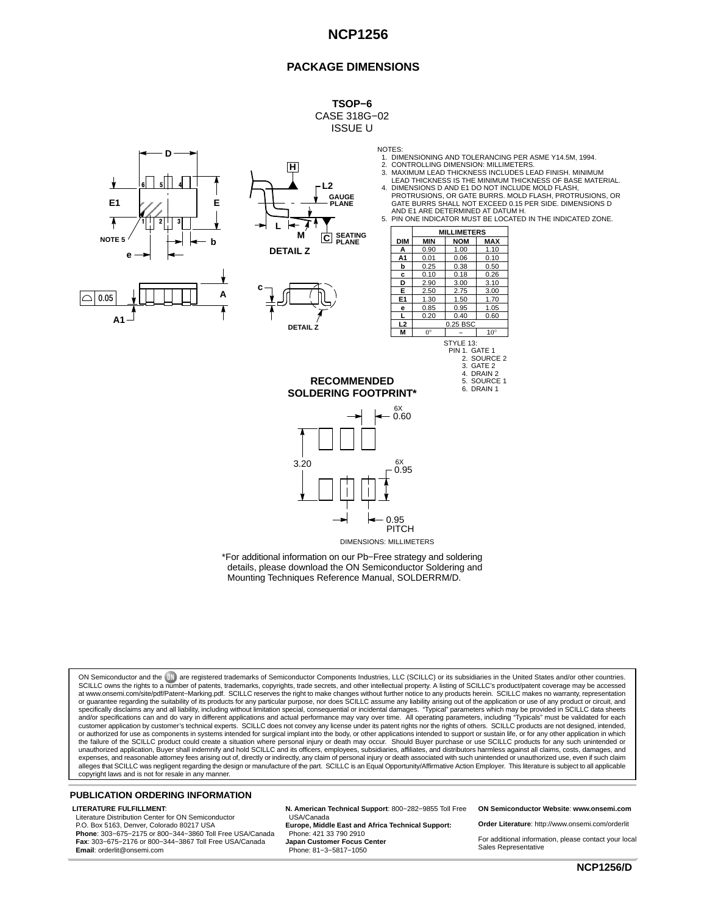## PACKAGE DIMENSIONS

**TSOP−6**
CASE 318G−02
ISSUE U

NOTES:
1. DIMENSIONING AND TOLERANCING PER ASME Y14.5M, 1994.
2. CONTROLLING DIMENSION: MILLIMETERS.
3. MAXIMUM LEAD THICKNESS INCLUDES LEAD FINISH. MINIMUM LEAD THICKNESS IS THE MINIMUM THICKNESS OF BASE MATERIAL.
4. DIMENSIONS D AND E1 DO NOT INCLUDE MOLD FLASH, PROTRUSIONS, OR GATE BURRS. MOLD FLASH, PROTRUSIONS, OR GATE BURRS SHALL NOT EXCEED 0.15 PER SIDE. DIMENSIONS D AND E1 ARE DETERMINED AT DATUM H.
5. PIN ONE INDICATOR MUST BE LOCATED IN THE INDICATED ZONE.

D
E1
E
NOTE 5
b
e
H
L2
GAUGE PLANE
L
M
C SEATING PLANE
DETAIL Z
0.05
A
A1
c
DETAIL Z

| | MILLIMETERS | | |
|---|---|---|---|
| DIM | MIN | NOM | MAX |
| A | 0.90 | 1.00 | 1.10 |
| A1 | 0.01 | 0.06 | 0.10 |
| b | 0.25 | 0.38 | 0.50 |
| c | 0.10 | 0.18 | 0.26 |
| D | 2.90 | 3.00 | 3.10 |
| E | 2.50 | 2.75 | 3.00 |
| E1 | 1.30 | 1.50 | 1.70 |
| e | 0.85 | 0.95 | 1.05 |
| L | 0.20 | 0.40 | 0.60 |
| L2 | 0.25 BSC | | |
| M | 0° | − | 10° |

STYLE 13:
PIN 1. GATE 1
2. SOURCE 2
3. GATE 2
4. DRAIN 2
5. SOURCE 1
6. DRAIN 1

**RECOMMENDED SOLDERING FOOTPRINT***

6X
0.60
3.20
6X
0.95
0.95
PITCH

DIMENSIONS: MILLIMETERS

*For additional information on our Pb−Free strategy and soldering details, please download the ON Semiconductor Soldering and Mounting Techniques Reference Manual, SOLDERRM/D.

ON Semiconductor and the ON logo are registered trademarks of Semiconductor Components Industries, LLC (SCILLC) or its subsidiaries in the United States and/or other countries. SCILLC owns the rights to a number of patents, trademarks, copyrights, trade secrets, and other intellectual property. A listing of SCILLC's product/patent coverage may be accessed at www.onsemi.com/site/pdf/Patent−Marking.pdf. SCILLC reserves the right to make changes without further notice to any products herein. SCILLC makes no warranty, representation or guarantee regarding the suitability of its products for any particular purpose, nor does SCILLC assume any liability arising out of the application or use of any product or circuit, and specifically disclaims any and all liability, including without limitation special, consequential or incidental damages. "Typical" parameters which may be provided in SCILLC data sheets and/or specifications can and do vary in different applications and actual performance may vary over time. All operating parameters, including "Typicals" must be validated for each customer application by customer's technical experts. SCILLC does not convey any license under its patent rights nor the rights of others. SCILLC products are not designed, intended, or authorized for use as components in systems intended for surgical implant into the body, or other applications intended to support or sustain life, or for any other application in which the failure of the SCILLC product could create a situation where personal injury or death may occur. Should Buyer purchase or use SCILLC products for any such unintended or unauthorized application, Buyer shall indemnify and hold SCILLC and its officers, employees, subsidiaries, affiliates, and distributors harmless against all claims, costs, damages, and expenses, and reasonable attorney fees arising out of, directly or indirectly, any claim of personal injury or death associated with such unintended or unauthorized use, even if such claim alleges that SCILLC was negligent regarding the design or manufacture of the part. SCILLC is an Equal Opportunity/Affirmative Action Employer. This literature is subject to all applicable copyright laws and is not for resale in any manner.

### PUBLICATION ORDERING INFORMATION

**LITERATURE FULFILLMENT**:
Literature Distribution Center for ON Semiconductor
P.O. Box 5163, Denver, Colorado 80217 USA
**Phone**: 303−675−2175 or 800−344−3860 Toll Free USA/Canada
**Fax**: 303−675−2176 or 800−344−3867 Toll Free USA/Canada
**Email**: orderlit@onsemi.com

**N. American Technical Support**: 800−282−9855 Toll Free USA/Canada
**Europe, Middle East and Africa Technical Support:**
Phone: 421 33 790 2910
**Japan Customer Focus Center**
Phone: 81−3−5817−1050

**ON Semiconductor Website**: **www.onsemi.com**

**Order Literature**: http://www.onsemi.com/orderlit

For additional information, please contact your local Sales Representative

**NCP1256/D**